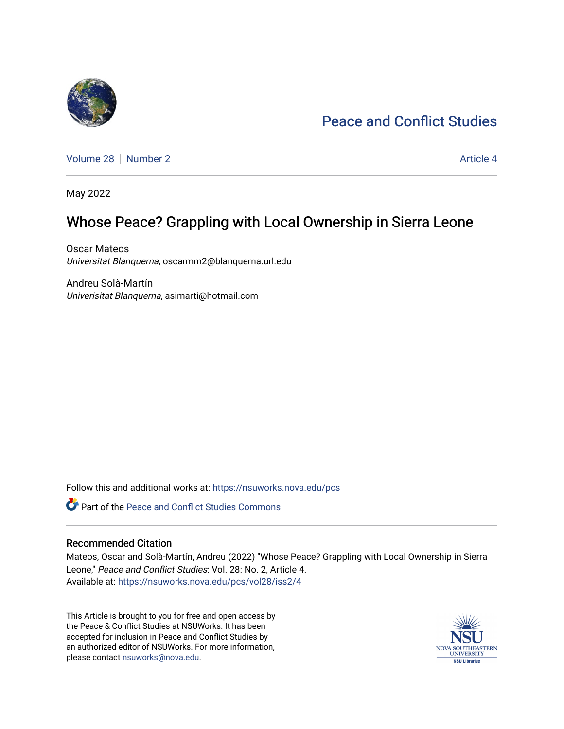Peace and Conflict Studies

Volume 28 | Number 2 | Article 4

May 2022

# Whose Peace? Grappling with Local Ownership in Sierra Leone

Oscar Mateos
*Universitat Blanquerna*, oscarmm2@blanquerna.url.edu

Andreu Solà-Martín
*Univerisitat Blanquerna*, asimarti@hotmail.com

Follow this and additional works at: https://nsuworks.nova.edu/pcs

Part of the Peace and Conflict Studies Commons

## Recommended Citation

Mateos, Oscar and Solà-Martín, Andreu (2022) "Whose Peace? Grappling with Local Ownership in Sierra Leone," *Peace and Conflict Studies*: Vol. 28: No. 2, Article 4.
Available at: https://nsuworks.nova.edu/pcs/vol28/iss2/4

This Article is brought to you for free and open access by the Peace & Conflict Studies at NSUWorks. It has been accepted for inclusion in Peace and Conflict Studies by an authorized editor of NSUWorks. For more information, please contact nsuworks@nova.edu.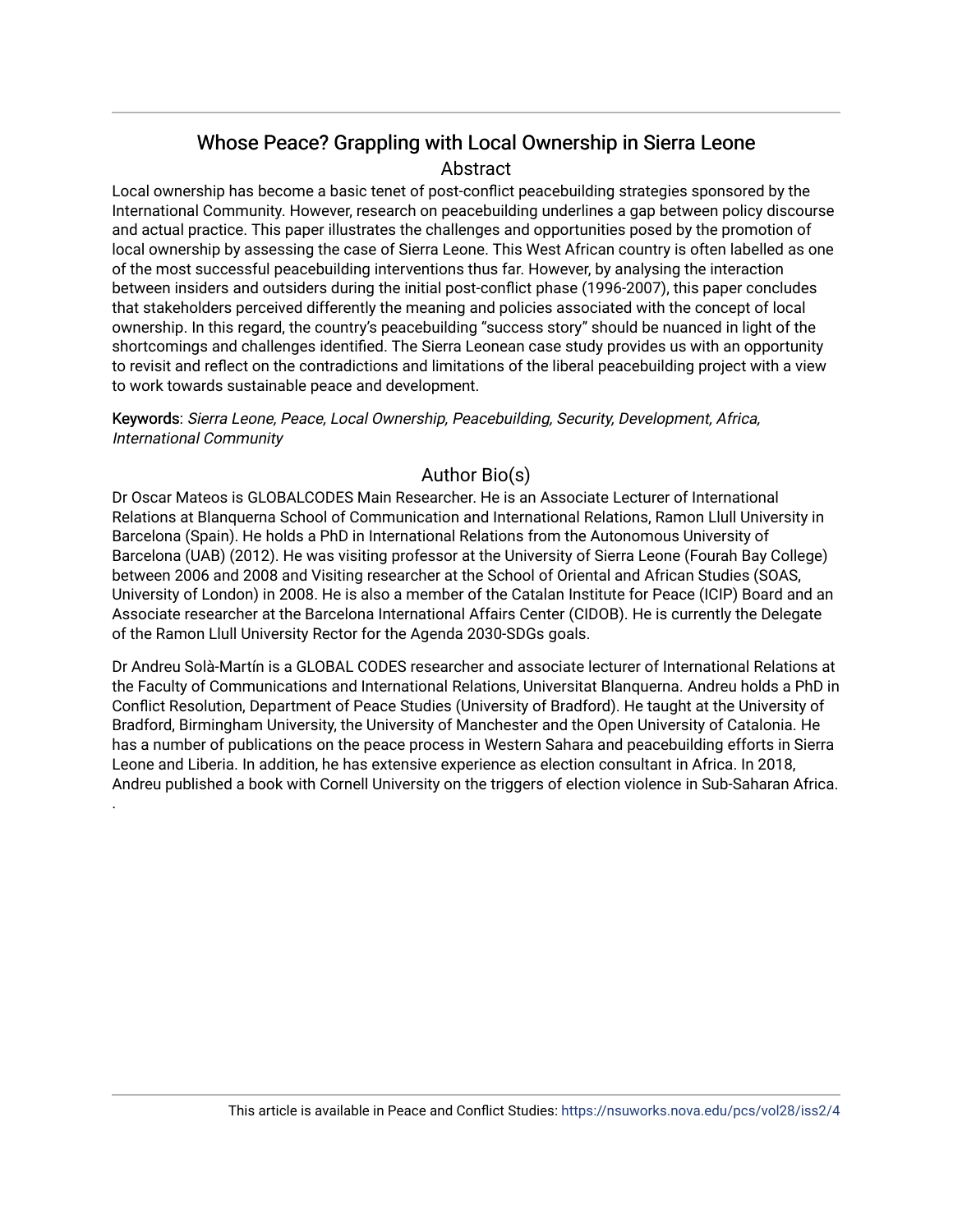# Whose Peace? Grappling with Local Ownership in Sierra Leone

## Abstract

Local ownership has become a basic tenet of post-conflict peacebuilding strategies sponsored by the International Community. However, research on peacebuilding underlines a gap between policy discourse and actual practice. This paper illustrates the challenges and opportunities posed by the promotion of local ownership by assessing the case of Sierra Leone. This West African country is often labelled as one of the most successful peacebuilding interventions thus far. However, by analysing the interaction between insiders and outsiders during the initial post-conflict phase (1996-2007), this paper concludes that stakeholders perceived differently the meaning and policies associated with the concept of local ownership. In this regard, the country's peacebuilding "success story" should be nuanced in light of the shortcomings and challenges identified. The Sierra Leonean case study provides us with an opportunity to revisit and reflect on the contradictions and limitations of the liberal peacebuilding project with a view to work towards sustainable peace and development.

Keywords: *Sierra Leone, Peace, Local Ownership, Peacebuilding, Security, Development, Africa, International Community*

## Author Bio(s)

Dr Oscar Mateos is GLOBALCODES Main Researcher. He is an Associate Lecturer of International Relations at Blanquerna School of Communication and International Relations, Ramon Llull University in Barcelona (Spain). He holds a PhD in International Relations from the Autonomous University of Barcelona (UAB) (2012). He was visiting professor at the University of Sierra Leone (Fourah Bay College) between 2006 and 2008 and Visiting researcher at the School of Oriental and African Studies (SOAS, University of London) in 2008. He is also a member of the Catalan Institute for Peace (ICIP) Board and an Associate researcher at the Barcelona International Affairs Center (CIDOB). He is currently the Delegate of the Ramon Llull University Rector for the Agenda 2030-SDGs goals.

Dr Andreu Solà-Martín is a GLOBAL CODES researcher and associate lecturer of International Relations at the Faculty of Communications and International Relations, Universitat Blanquerna. Andreu holds a PhD in Conflict Resolution, Department of Peace Studies (University of Bradford). He taught at the University of Bradford, Birmingham University, the University of Manchester and the Open University of Catalonia. He has a number of publications on the peace process in Western Sahara and peacebuilding efforts in Sierra Leone and Liberia. In addition, he has extensive experience as election consultant in Africa. In 2018, Andreu published a book with Cornell University on the triggers of election violence in Sub-Saharan Africa.

This article is available in Peace and Conflict Studies: https://nsuworks.nova.edu/pcs/vol28/iss2/4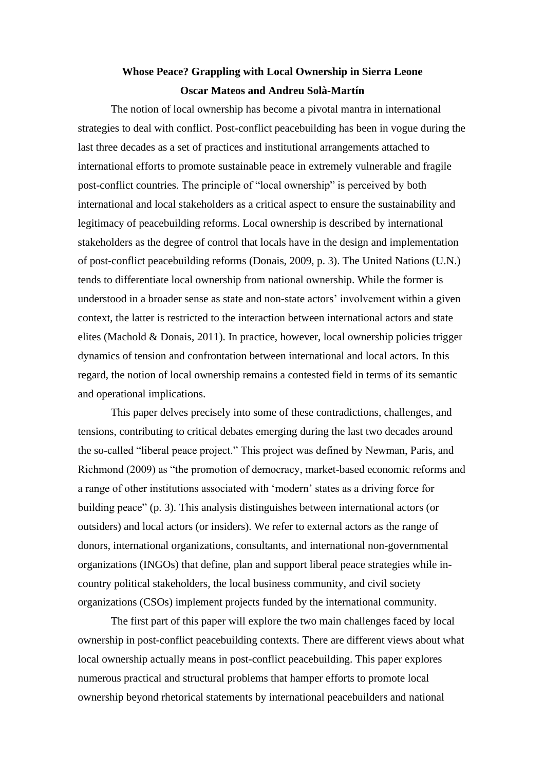**Whose Peace? Grappling with Local Ownership in Sierra Leone**

**Oscar Mateos and Andreu Solà-Martín**

The notion of local ownership has become a pivotal mantra in international strategies to deal with conflict. Post-conflict peacebuilding has been in vogue during the last three decades as a set of practices and institutional arrangements attached to international efforts to promote sustainable peace in extremely vulnerable and fragile post-conflict countries. The principle of "local ownership" is perceived by both international and local stakeholders as a critical aspect to ensure the sustainability and legitimacy of peacebuilding reforms. Local ownership is described by international stakeholders as the degree of control that locals have in the design and implementation of post-conflict peacebuilding reforms (Donais, 2009, p. 3). The United Nations (U.N.) tends to differentiate local ownership from national ownership. While the former is understood in a broader sense as state and non-state actors' involvement within a given context, the latter is restricted to the interaction between international actors and state elites (Machold & Donais, 2011). In practice, however, local ownership policies trigger dynamics of tension and confrontation between international and local actors. In this regard, the notion of local ownership remains a contested field in terms of its semantic and operational implications.

This paper delves precisely into some of these contradictions, challenges, and tensions, contributing to critical debates emerging during the last two decades around the so-called "liberal peace project." This project was defined by Newman, Paris, and Richmond (2009) as "the promotion of democracy, market-based economic reforms and a range of other institutions associated with 'modern' states as a driving force for building peace" (p. 3). This analysis distinguishes between international actors (or outsiders) and local actors (or insiders). We refer to external actors as the range of donors, international organizations, consultants, and international non-governmental organizations (INGOs) that define, plan and support liberal peace strategies while in-country political stakeholders, the local business community, and civil society organizations (CSOs) implement projects funded by the international community.

The first part of this paper will explore the two main challenges faced by local ownership in post-conflict peacebuilding contexts. There are different views about what local ownership actually means in post-conflict peacebuilding. This paper explores numerous practical and structural problems that hamper efforts to promote local ownership beyond rhetorical statements by international peacebuilders and national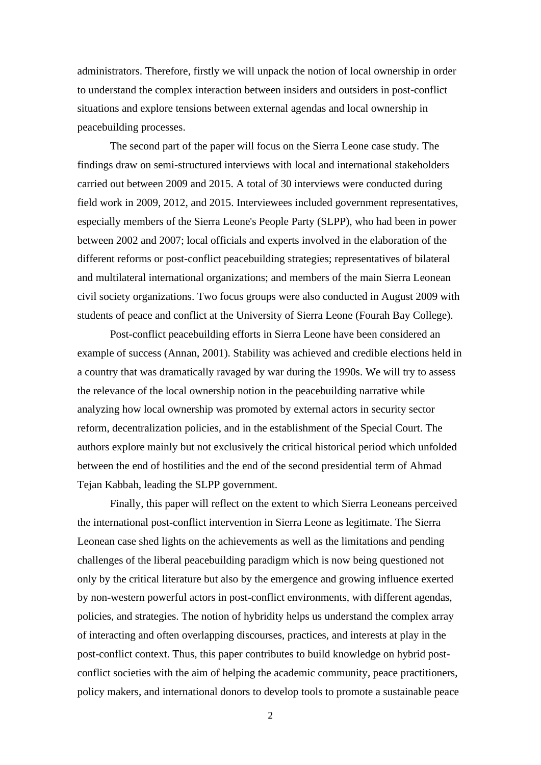administrators. Therefore, firstly we will unpack the notion of local ownership in order to understand the complex interaction between insiders and outsiders in post-conflict situations and explore tensions between external agendas and local ownership in peacebuilding processes.

The second part of the paper will focus on the Sierra Leone case study. The findings draw on semi-structured interviews with local and international stakeholders carried out between 2009 and 2015. A total of 30 interviews were conducted during field work in 2009, 2012, and 2015. Interviewees included government representatives, especially members of the Sierra Leone's People Party (SLPP), who had been in power between 2002 and 2007; local officials and experts involved in the elaboration of the different reforms or post-conflict peacebuilding strategies; representatives of bilateral and multilateral international organizations; and members of the main Sierra Leonean civil society organizations. Two focus groups were also conducted in August 2009 with students of peace and conflict at the University of Sierra Leone (Fourah Bay College).

Post-conflict peacebuilding efforts in Sierra Leone have been considered an example of success (Annan, 2001). Stability was achieved and credible elections held in a country that was dramatically ravaged by war during the 1990s. We will try to assess the relevance of the local ownership notion in the peacebuilding narrative while analyzing how local ownership was promoted by external actors in security sector reform, decentralization policies, and in the establishment of the Special Court. The authors explore mainly but not exclusively the critical historical period which unfolded between the end of hostilities and the end of the second presidential term of Ahmad Tejan Kabbah, leading the SLPP government.

Finally, this paper will reflect on the extent to which Sierra Leoneans perceived the international post-conflict intervention in Sierra Leone as legitimate. The Sierra Leonean case shed lights on the achievements as well as the limitations and pending challenges of the liberal peacebuilding paradigm which is now being questioned not only by the critical literature but also by the emergence and growing influence exerted by non-western powerful actors in post-conflict environments, with different agendas, policies, and strategies. The notion of hybridity helps us understand the complex array of interacting and often overlapping discourses, practices, and interests at play in the post-conflict context. Thus, this paper contributes to build knowledge on hybrid post-conflict societies with the aim of helping the academic community, peace practitioners, policy makers, and international donors to develop tools to promote a sustainable peace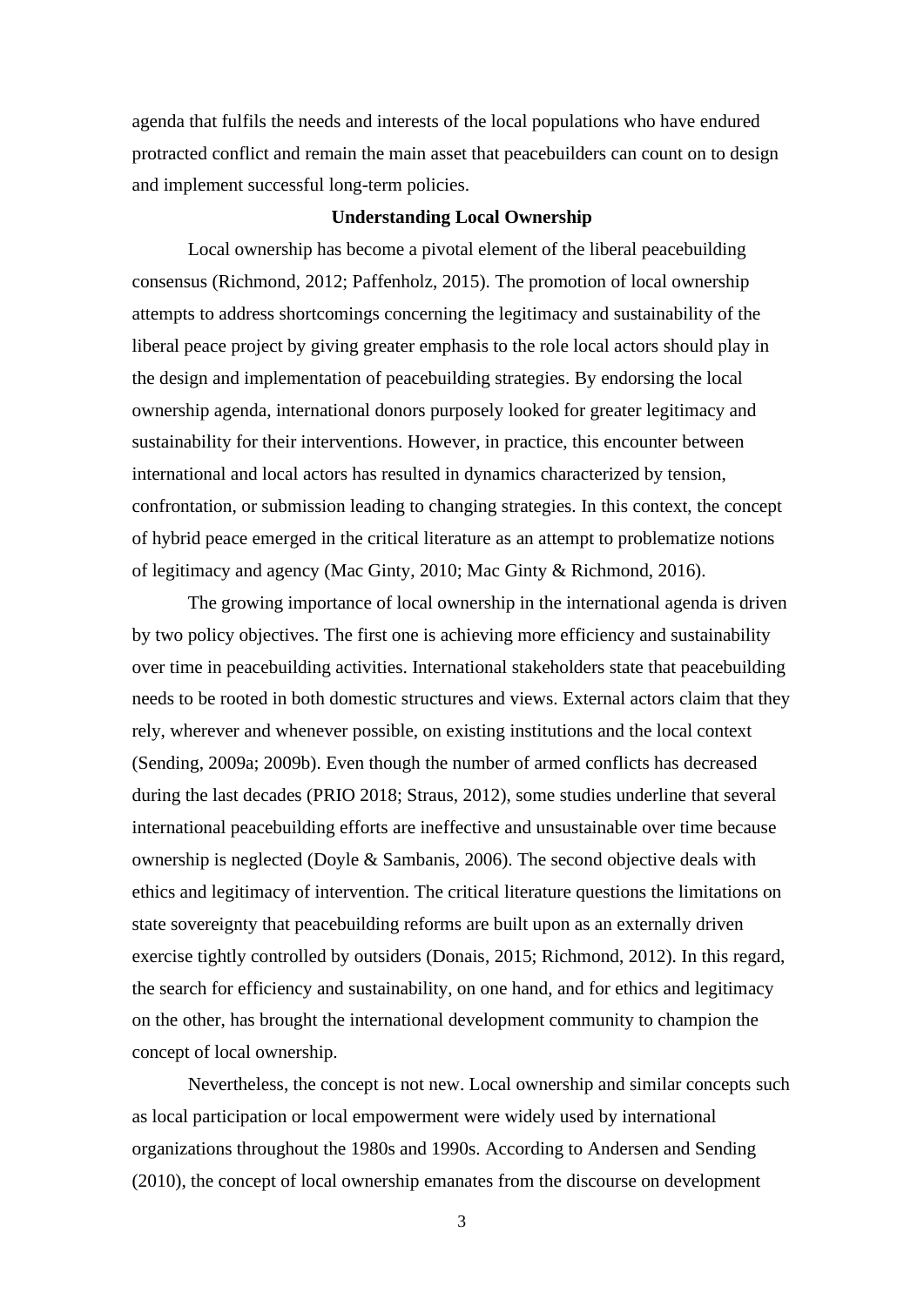agenda that fulfils the needs and interests of the local populations who have endured protracted conflict and remain the main asset that peacebuilders can count on to design and implement successful long-term policies.

## Understanding Local Ownership

Local ownership has become a pivotal element of the liberal peacebuilding consensus (Richmond, 2012; Paffenholz, 2015). The promotion of local ownership attempts to address shortcomings concerning the legitimacy and sustainability of the liberal peace project by giving greater emphasis to the role local actors should play in the design and implementation of peacebuilding strategies. By endorsing the local ownership agenda, international donors purposely looked for greater legitimacy and sustainability for their interventions. However, in practice, this encounter between international and local actors has resulted in dynamics characterized by tension, confrontation, or submission leading to changing strategies. In this context, the concept of hybrid peace emerged in the critical literature as an attempt to problematize notions of legitimacy and agency (Mac Ginty, 2010; Mac Ginty & Richmond, 2016).

The growing importance of local ownership in the international agenda is driven by two policy objectives. The first one is achieving more efficiency and sustainability over time in peacebuilding activities. International stakeholders state that peacebuilding needs to be rooted in both domestic structures and views. External actors claim that they rely, wherever and whenever possible, on existing institutions and the local context (Sending, 2009a; 2009b). Even though the number of armed conflicts has decreased during the last decades (PRIO 2018; Straus, 2012), some studies underline that several international peacebuilding efforts are ineffective and unsustainable over time because ownership is neglected (Doyle & Sambanis, 2006). The second objective deals with ethics and legitimacy of intervention. The critical literature questions the limitations on state sovereignty that peacebuilding reforms are built upon as an externally driven exercise tightly controlled by outsiders (Donais, 2015; Richmond, 2012). In this regard, the search for efficiency and sustainability, on one hand, and for ethics and legitimacy on the other, has brought the international development community to champion the concept of local ownership.

Nevertheless, the concept is not new. Local ownership and similar concepts such as local participation or local empowerment were widely used by international organizations throughout the 1980s and 1990s. According to Andersen and Sending (2010), the concept of local ownership emanates from the discourse on development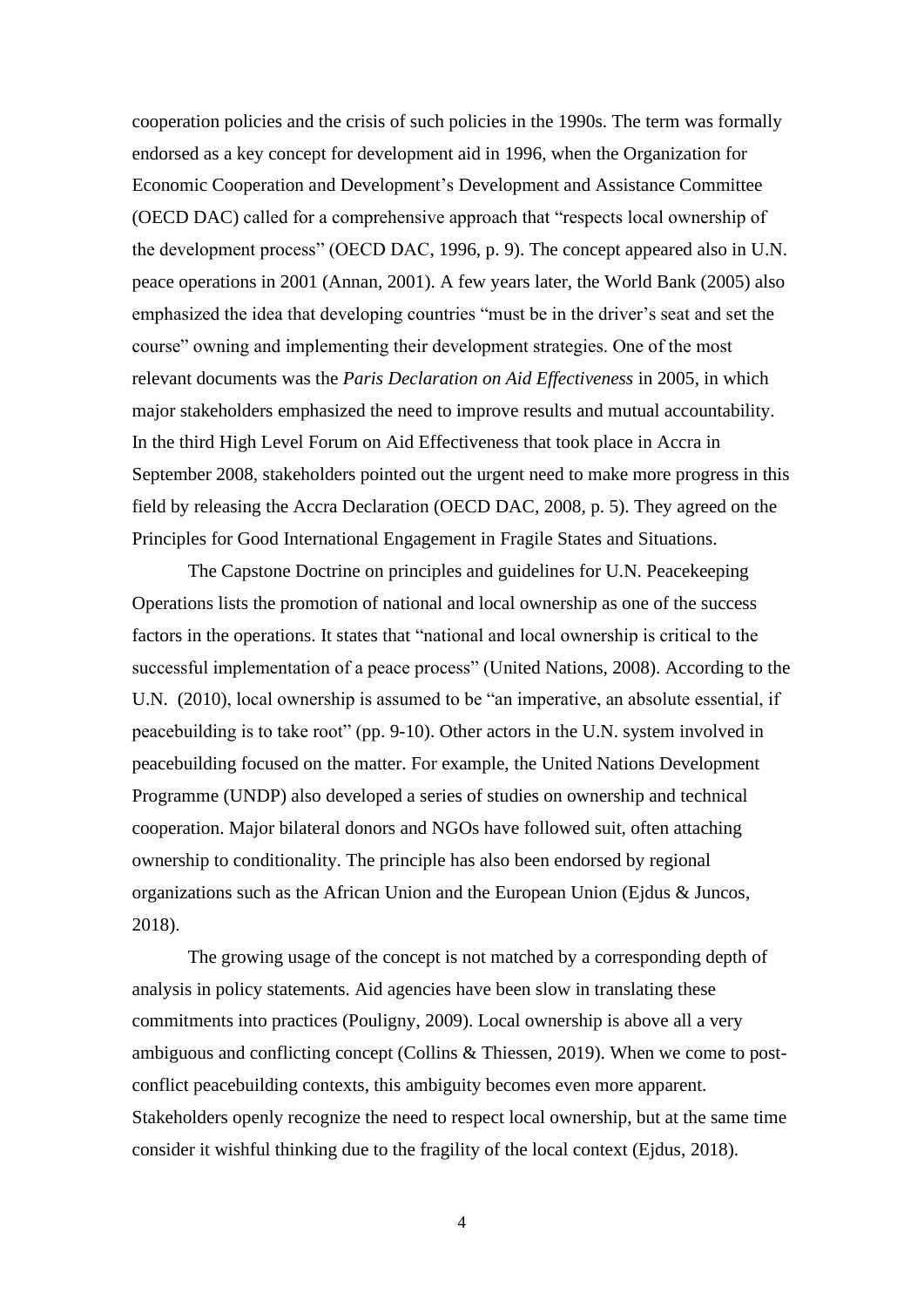cooperation policies and the crisis of such policies in the 1990s. The term was formally endorsed as a key concept for development aid in 1996, when the Organization for Economic Cooperation and Development's Development and Assistance Committee (OECD DAC) called for a comprehensive approach that "respects local ownership of the development process" (OECD DAC, 1996, p. 9). The concept appeared also in U.N. peace operations in 2001 (Annan, 2001). A few years later, the World Bank (2005) also emphasized the idea that developing countries "must be in the driver's seat and set the course" owning and implementing their development strategies. One of the most relevant documents was the *Paris Declaration on Aid Effectiveness* in 2005, in which major stakeholders emphasized the need to improve results and mutual accountability. In the third High Level Forum on Aid Effectiveness that took place in Accra in September 2008, stakeholders pointed out the urgent need to make more progress in this field by releasing the Accra Declaration (OECD DAC, 2008, p. 5). They agreed on the Principles for Good International Engagement in Fragile States and Situations.

The Capstone Doctrine on principles and guidelines for U.N. Peacekeeping Operations lists the promotion of national and local ownership as one of the success factors in the operations. It states that "national and local ownership is critical to the successful implementation of a peace process" (United Nations, 2008). According to the U.N. (2010), local ownership is assumed to be "an imperative, an absolute essential, if peacebuilding is to take root" (pp. 9-10). Other actors in the U.N. system involved in peacebuilding focused on the matter. For example, the United Nations Development Programme (UNDP) also developed a series of studies on ownership and technical cooperation. Major bilateral donors and NGOs have followed suit, often attaching ownership to conditionality. The principle has also been endorsed by regional organizations such as the African Union and the European Union (Ejdus & Juncos, 2018).

The growing usage of the concept is not matched by a corresponding depth of analysis in policy statements. Aid agencies have been slow in translating these commitments into practices (Pouligny, 2009). Local ownership is above all a very ambiguous and conflicting concept (Collins & Thiessen, 2019). When we come to post-conflict peacebuilding contexts, this ambiguity becomes even more apparent. Stakeholders openly recognize the need to respect local ownership, but at the same time consider it wishful thinking due to the fragility of the local context (Ejdus, 2018).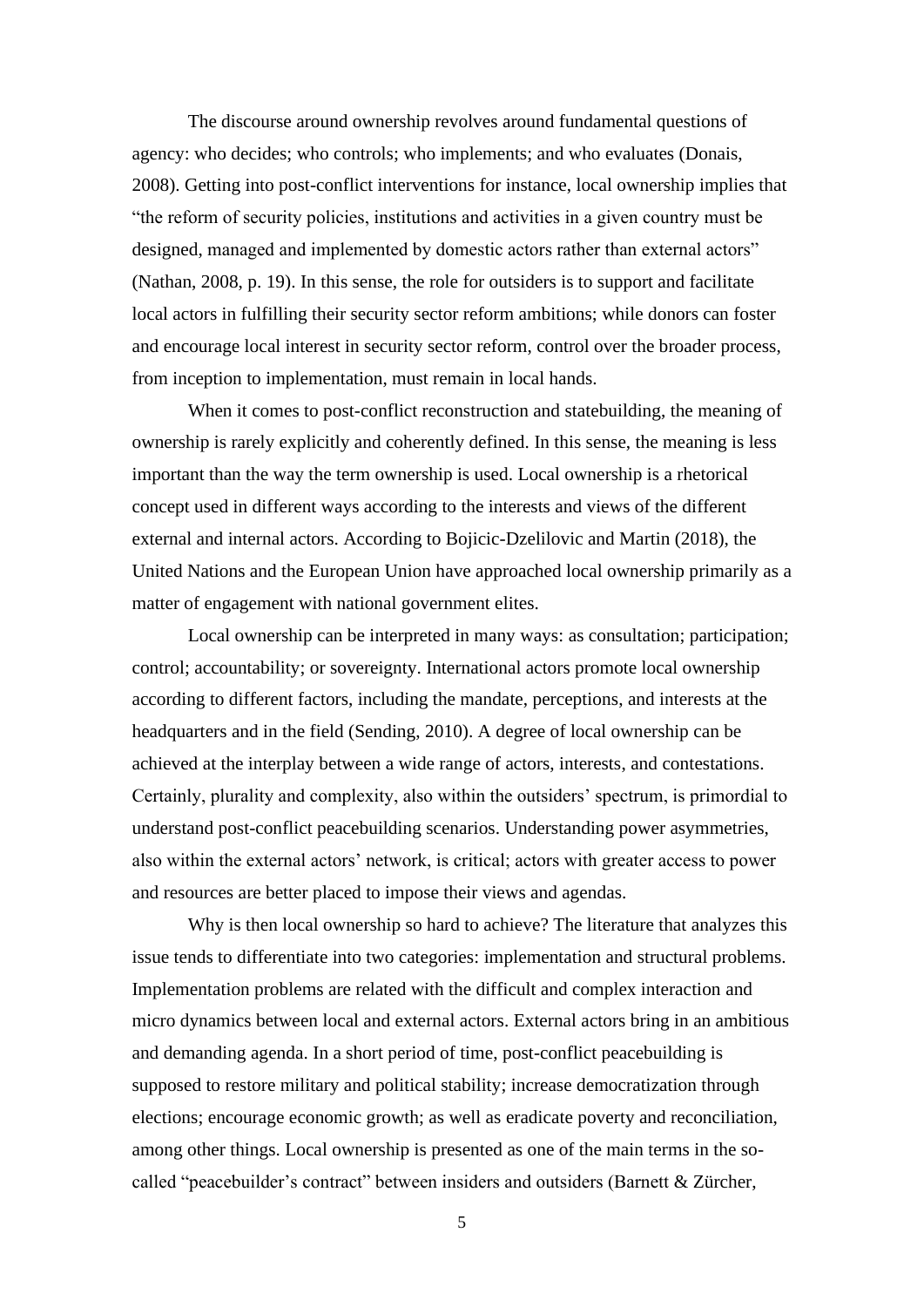The discourse around ownership revolves around fundamental questions of agency: who decides; who controls; who implements; and who evaluates (Donais, 2008). Getting into post-conflict interventions for instance, local ownership implies that "the reform of security policies, institutions and activities in a given country must be designed, managed and implemented by domestic actors rather than external actors" (Nathan, 2008, p. 19). In this sense, the role for outsiders is to support and facilitate local actors in fulfilling their security sector reform ambitions; while donors can foster and encourage local interest in security sector reform, control over the broader process, from inception to implementation, must remain in local hands.

When it comes to post-conflict reconstruction and statebuilding, the meaning of ownership is rarely explicitly and coherently defined. In this sense, the meaning is less important than the way the term ownership is used. Local ownership is a rhetorical concept used in different ways according to the interests and views of the different external and internal actors. According to Bojicic-Dzelilovic and Martin (2018), the United Nations and the European Union have approached local ownership primarily as a matter of engagement with national government elites.

Local ownership can be interpreted in many ways: as consultation; participation; control; accountability; or sovereignty. International actors promote local ownership according to different factors, including the mandate, perceptions, and interests at the headquarters and in the field (Sending, 2010). A degree of local ownership can be achieved at the interplay between a wide range of actors, interests, and contestations. Certainly, plurality and complexity, also within the outsiders' spectrum, is primordial to understand post-conflict peacebuilding scenarios. Understanding power asymmetries, also within the external actors' network, is critical; actors with greater access to power and resources are better placed to impose their views and agendas.

Why is then local ownership so hard to achieve? The literature that analyzes this issue tends to differentiate into two categories: implementation and structural problems. Implementation problems are related with the difficult and complex interaction and micro dynamics between local and external actors. External actors bring in an ambitious and demanding agenda. In a short period of time, post-conflict peacebuilding is supposed to restore military and political stability; increase democratization through elections; encourage economic growth; as well as eradicate poverty and reconciliation, among other things. Local ownership is presented as one of the main terms in the so-called "peacebuilder's contract" between insiders and outsiders (Barnett & Zürcher,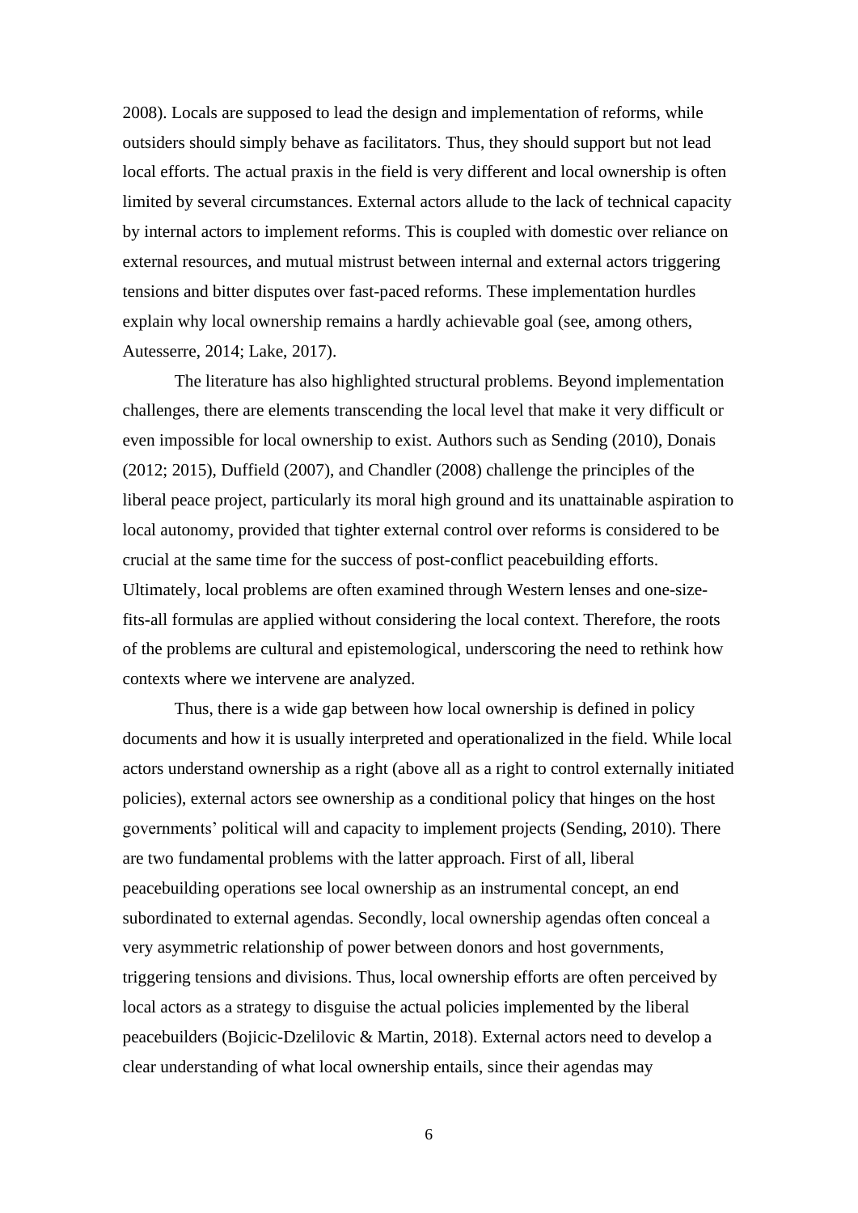2008). Locals are supposed to lead the design and implementation of reforms, while outsiders should simply behave as facilitators. Thus, they should support but not lead local efforts. The actual praxis in the field is very different and local ownership is often limited by several circumstances. External actors allude to the lack of technical capacity by internal actors to implement reforms. This is coupled with domestic over reliance on external resources, and mutual mistrust between internal and external actors triggering tensions and bitter disputes over fast-paced reforms. These implementation hurdles explain why local ownership remains a hardly achievable goal (see, among others, Autesserre, 2014; Lake, 2017).

The literature has also highlighted structural problems. Beyond implementation challenges, there are elements transcending the local level that make it very difficult or even impossible for local ownership to exist. Authors such as Sending (2010), Donais (2012; 2015), Duffield (2007), and Chandler (2008) challenge the principles of the liberal peace project, particularly its moral high ground and its unattainable aspiration to local autonomy, provided that tighter external control over reforms is considered to be crucial at the same time for the success of post-conflict peacebuilding efforts. Ultimately, local problems are often examined through Western lenses and one-size-fits-all formulas are applied without considering the local context. Therefore, the roots of the problems are cultural and epistemological, underscoring the need to rethink how contexts where we intervene are analyzed.

Thus, there is a wide gap between how local ownership is defined in policy documents and how it is usually interpreted and operationalized in the field. While local actors understand ownership as a right (above all as a right to control externally initiated policies), external actors see ownership as a conditional policy that hinges on the host governments' political will and capacity to implement projects (Sending, 2010). There are two fundamental problems with the latter approach. First of all, liberal peacebuilding operations see local ownership as an instrumental concept, an end subordinated to external agendas. Secondly, local ownership agendas often conceal a very asymmetric relationship of power between donors and host governments, triggering tensions and divisions. Thus, local ownership efforts are often perceived by local actors as a strategy to disguise the actual policies implemented by the liberal peacebuilders (Bojicic-Dzelilovic & Martin, 2018). External actors need to develop a clear understanding of what local ownership entails, since their agendas may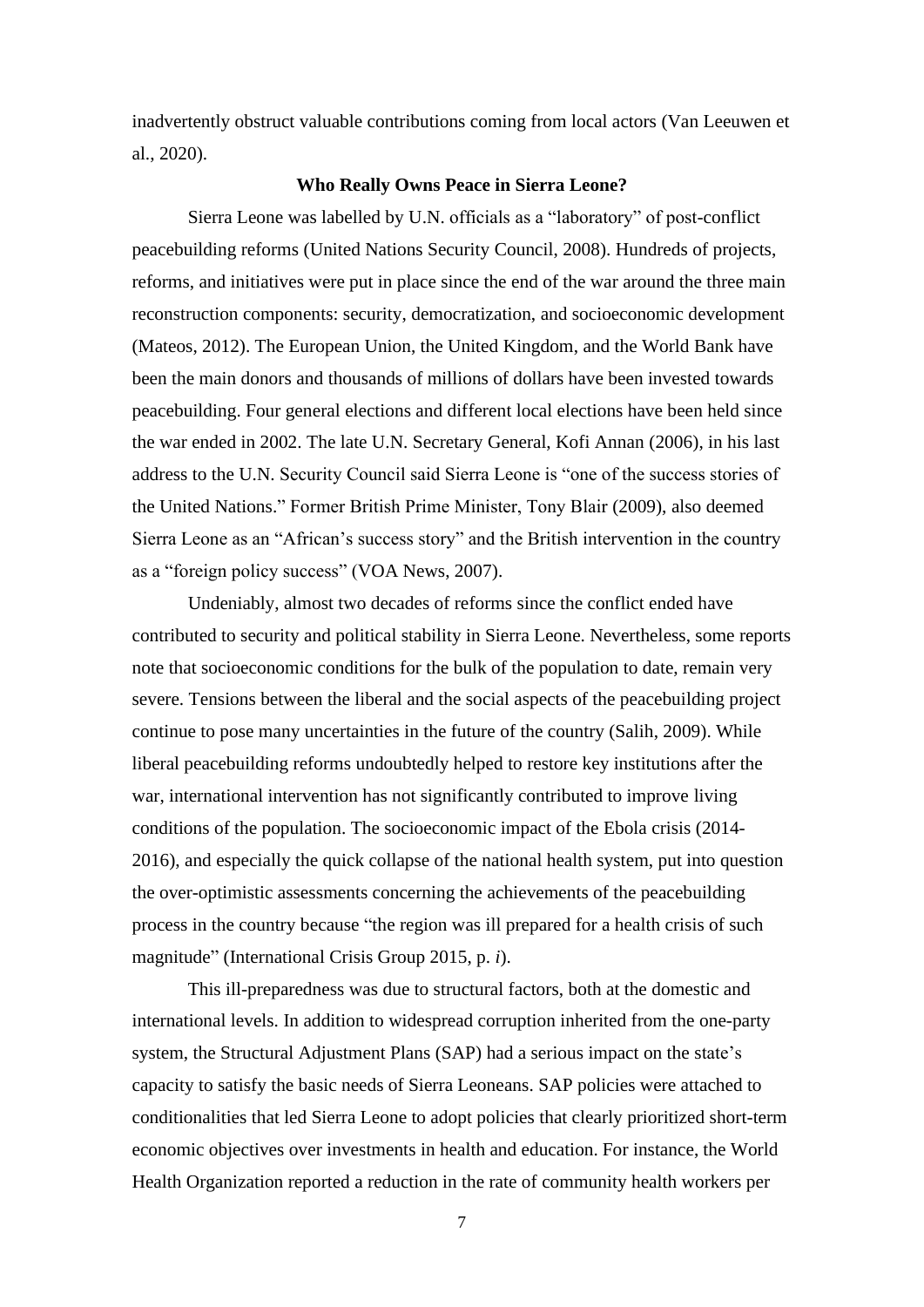inadvertently obstruct valuable contributions coming from local actors (Van Leeuwen et al., 2020).

## Who Really Owns Peace in Sierra Leone?

Sierra Leone was labelled by U.N. officials as a "laboratory" of post-conflict peacebuilding reforms (United Nations Security Council, 2008). Hundreds of projects, reforms, and initiatives were put in place since the end of the war around the three main reconstruction components: security, democratization, and socioeconomic development (Mateos, 2012). The European Union, the United Kingdom, and the World Bank have been the main donors and thousands of millions of dollars have been invested towards peacebuilding. Four general elections and different local elections have been held since the war ended in 2002. The late U.N. Secretary General, Kofi Annan (2006), in his last address to the U.N. Security Council said Sierra Leone is "one of the success stories of the United Nations." Former British Prime Minister, Tony Blair (2009), also deemed Sierra Leone as an "African's success story" and the British intervention in the country as a "foreign policy success" (VOA News, 2007).

Undeniably, almost two decades of reforms since the conflict ended have contributed to security and political stability in Sierra Leone. Nevertheless, some reports note that socioeconomic conditions for the bulk of the population to date, remain very severe. Tensions between the liberal and the social aspects of the peacebuilding project continue to pose many uncertainties in the future of the country (Salih, 2009). While liberal peacebuilding reforms undoubtedly helped to restore key institutions after the war, international intervention has not significantly contributed to improve living conditions of the population. The socioeconomic impact of the Ebola crisis (2014-2016), and especially the quick collapse of the national health system, put into question the over-optimistic assessments concerning the achievements of the peacebuilding process in the country because "the region was ill prepared for a health crisis of such magnitude" (International Crisis Group 2015, p. *i*).

This ill-preparedness was due to structural factors, both at the domestic and international levels. In addition to widespread corruption inherited from the one-party system, the Structural Adjustment Plans (SAP) had a serious impact on the state's capacity to satisfy the basic needs of Sierra Leoneans. SAP policies were attached to conditionalities that led Sierra Leone to adopt policies that clearly prioritized short-term economic objectives over investments in health and education. For instance, the World Health Organization reported a reduction in the rate of community health workers per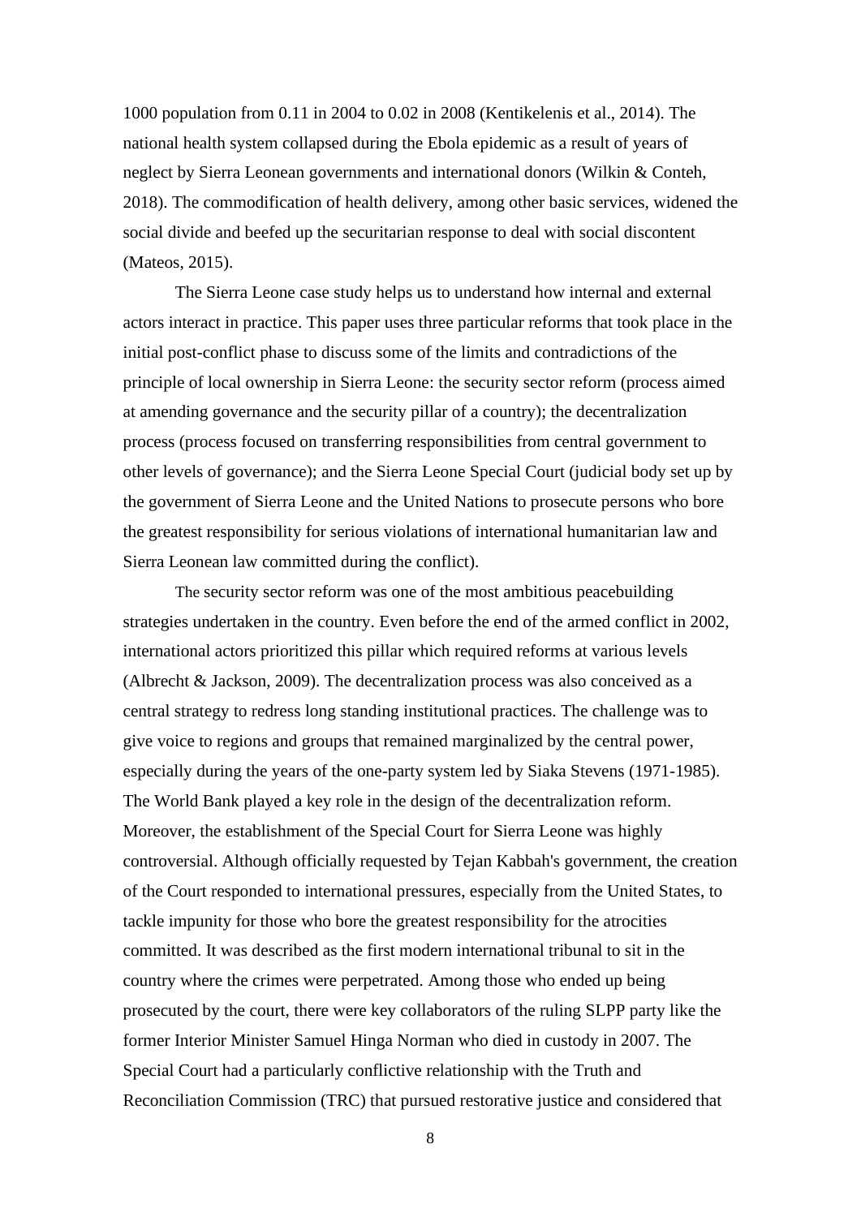1000 population from 0.11 in 2004 to 0.02 in 2008 (Kentikelenis et al., 2014). The national health system collapsed during the Ebola epidemic as a result of years of neglect by Sierra Leonean governments and international donors (Wilkin & Conteh, 2018). The commodification of health delivery, among other basic services, widened the social divide and beefed up the securitarian response to deal with social discontent (Mateos, 2015).

The Sierra Leone case study helps us to understand how internal and external actors interact in practice. This paper uses three particular reforms that took place in the initial post-conflict phase to discuss some of the limits and contradictions of the principle of local ownership in Sierra Leone: the security sector reform (process aimed at amending governance and the security pillar of a country); the decentralization process (process focused on transferring responsibilities from central government to other levels of governance); and the Sierra Leone Special Court (judicial body set up by the government of Sierra Leone and the United Nations to prosecute persons who bore the greatest responsibility for serious violations of international humanitarian law and Sierra Leonean law committed during the conflict).

The security sector reform was one of the most ambitious peacebuilding strategies undertaken in the country. Even before the end of the armed conflict in 2002, international actors prioritized this pillar which required reforms at various levels (Albrecht & Jackson, 2009). The decentralization process was also conceived as a central strategy to redress long standing institutional practices. The challenge was to give voice to regions and groups that remained marginalized by the central power, especially during the years of the one-party system led by Siaka Stevens (1971-1985). The World Bank played a key role in the design of the decentralization reform. Moreover, the establishment of the Special Court for Sierra Leone was highly controversial. Although officially requested by Tejan Kabbah's government, the creation of the Court responded to international pressures, especially from the United States, to tackle impunity for those who bore the greatest responsibility for the atrocities committed. It was described as the first modern international tribunal to sit in the country where the crimes were perpetrated. Among those who ended up being prosecuted by the court, there were key collaborators of the ruling SLPP party like the former Interior Minister Samuel Hinga Norman who died in custody in 2007. The Special Court had a particularly conflictive relationship with the Truth and Reconciliation Commission (TRC) that pursued restorative justice and considered that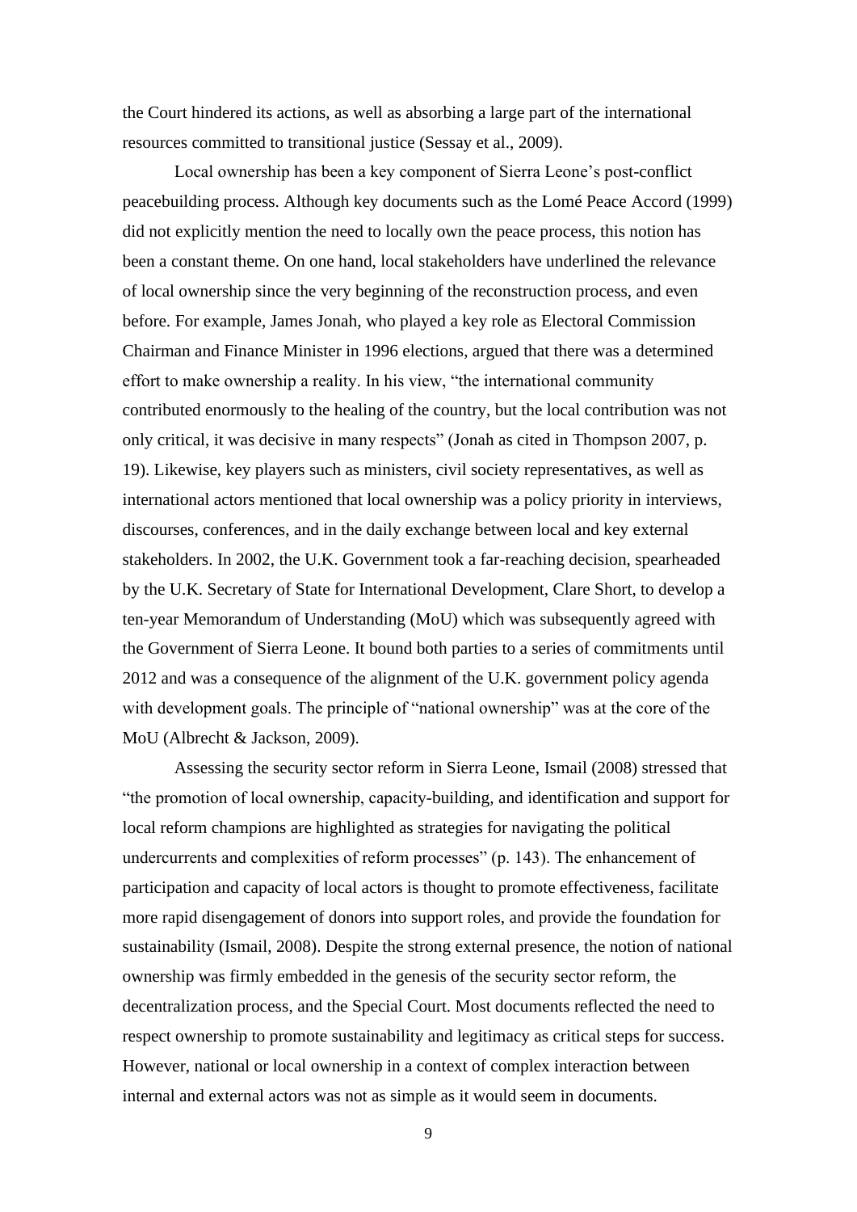the Court hindered its actions, as well as absorbing a large part of the international resources committed to transitional justice (Sessay et al., 2009).

Local ownership has been a key component of Sierra Leone's post-conflict peacebuilding process. Although key documents such as the Lomé Peace Accord (1999) did not explicitly mention the need to locally own the peace process, this notion has been a constant theme. On one hand, local stakeholders have underlined the relevance of local ownership since the very beginning of the reconstruction process, and even before. For example, James Jonah, who played a key role as Electoral Commission Chairman and Finance Minister in 1996 elections, argued that there was a determined effort to make ownership a reality. In his view, "the international community contributed enormously to the healing of the country, but the local contribution was not only critical, it was decisive in many respects" (Jonah as cited in Thompson 2007, p. 19). Likewise, key players such as ministers, civil society representatives, as well as international actors mentioned that local ownership was a policy priority in interviews, discourses, conferences, and in the daily exchange between local and key external stakeholders. In 2002, the U.K. Government took a far-reaching decision, spearheaded by the U.K. Secretary of State for International Development, Clare Short, to develop a ten-year Memorandum of Understanding (MoU) which was subsequently agreed with the Government of Sierra Leone. It bound both parties to a series of commitments until 2012 and was a consequence of the alignment of the U.K. government policy agenda with development goals. The principle of "national ownership" was at the core of the MoU (Albrecht & Jackson, 2009).

Assessing the security sector reform in Sierra Leone, Ismail (2008) stressed that "the promotion of local ownership, capacity-building, and identification and support for local reform champions are highlighted as strategies for navigating the political undercurrents and complexities of reform processes" (p. 143). The enhancement of participation and capacity of local actors is thought to promote effectiveness, facilitate more rapid disengagement of donors into support roles, and provide the foundation for sustainability (Ismail, 2008). Despite the strong external presence, the notion of national ownership was firmly embedded in the genesis of the security sector reform, the decentralization process, and the Special Court. Most documents reflected the need to respect ownership to promote sustainability and legitimacy as critical steps for success. However, national or local ownership in a context of complex interaction between internal and external actors was not as simple as it would seem in documents.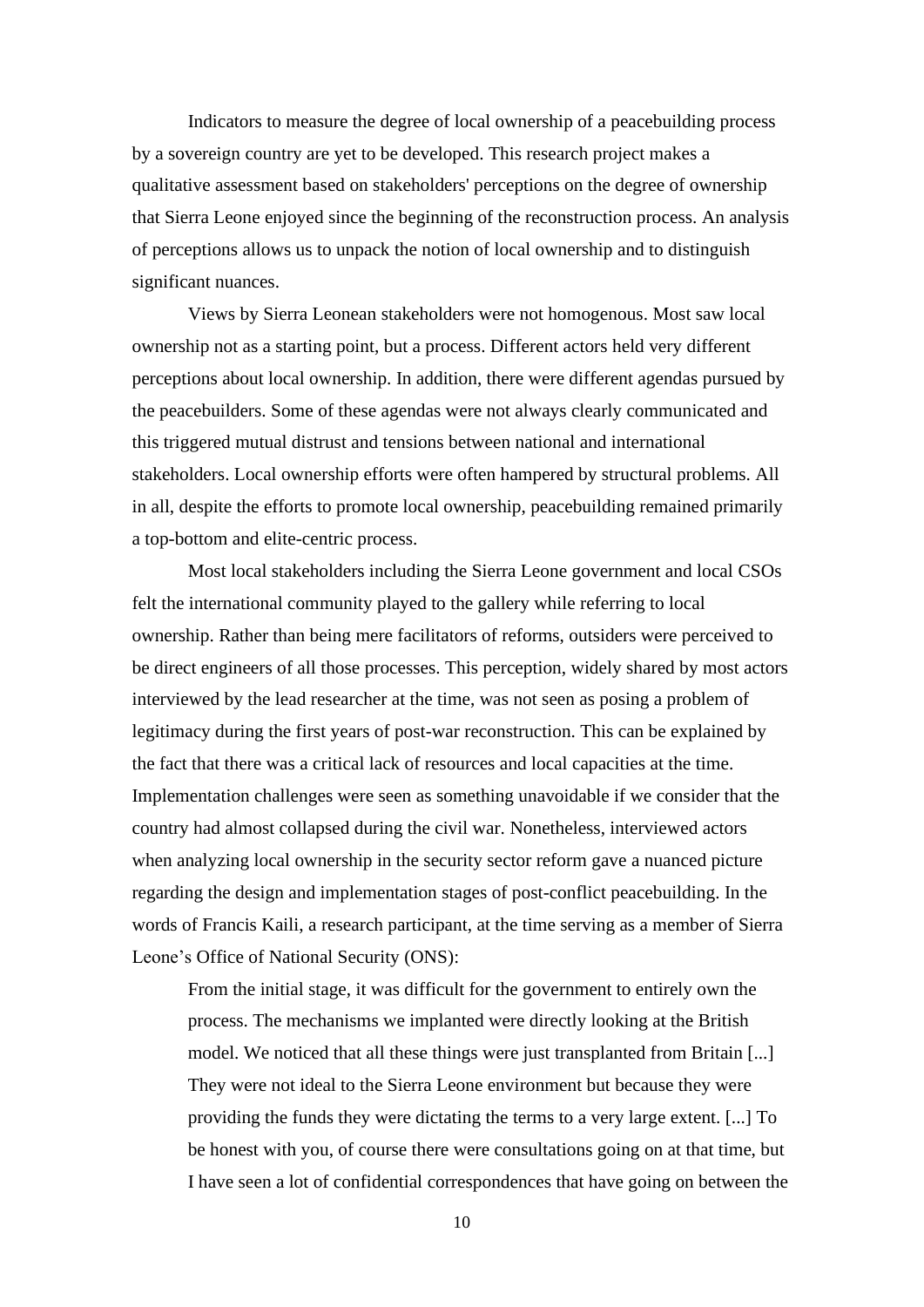Indicators to measure the degree of local ownership of a peacebuilding process by a sovereign country are yet to be developed. This research project makes a qualitative assessment based on stakeholders' perceptions on the degree of ownership that Sierra Leone enjoyed since the beginning of the reconstruction process. An analysis of perceptions allows us to unpack the notion of local ownership and to distinguish significant nuances.

Views by Sierra Leonean stakeholders were not homogenous. Most saw local ownership not as a starting point, but a process. Different actors held very different perceptions about local ownership. In addition, there were different agendas pursued by the peacebuilders. Some of these agendas were not always clearly communicated and this triggered mutual distrust and tensions between national and international stakeholders. Local ownership efforts were often hampered by structural problems. All in all, despite the efforts to promote local ownership, peacebuilding remained primarily a top-bottom and elite-centric process.

Most local stakeholders including the Sierra Leone government and local CSOs felt the international community played to the gallery while referring to local ownership. Rather than being mere facilitators of reforms, outsiders were perceived to be direct engineers of all those processes. This perception, widely shared by most actors interviewed by the lead researcher at the time, was not seen as posing a problem of legitimacy during the first years of post-war reconstruction. This can be explained by the fact that there was a critical lack of resources and local capacities at the time. Implementation challenges were seen as something unavoidable if we consider that the country had almost collapsed during the civil war. Nonetheless, interviewed actors when analyzing local ownership in the security sector reform gave a nuanced picture regarding the design and implementation stages of post-conflict peacebuilding. In the words of Francis Kaili, a research participant, at the time serving as a member of Sierra Leone's Office of National Security (ONS):

> From the initial stage, it was difficult for the government to entirely own the process. The mechanisms we implanted were directly looking at the British model. We noticed that all these things were just transplanted from Britain [...] They were not ideal to the Sierra Leone environment but because they were providing the funds they were dictating the terms to a very large extent. [...] To be honest with you, of course there were consultations going on at that time, but I have seen a lot of confidential correspondences that have going on between the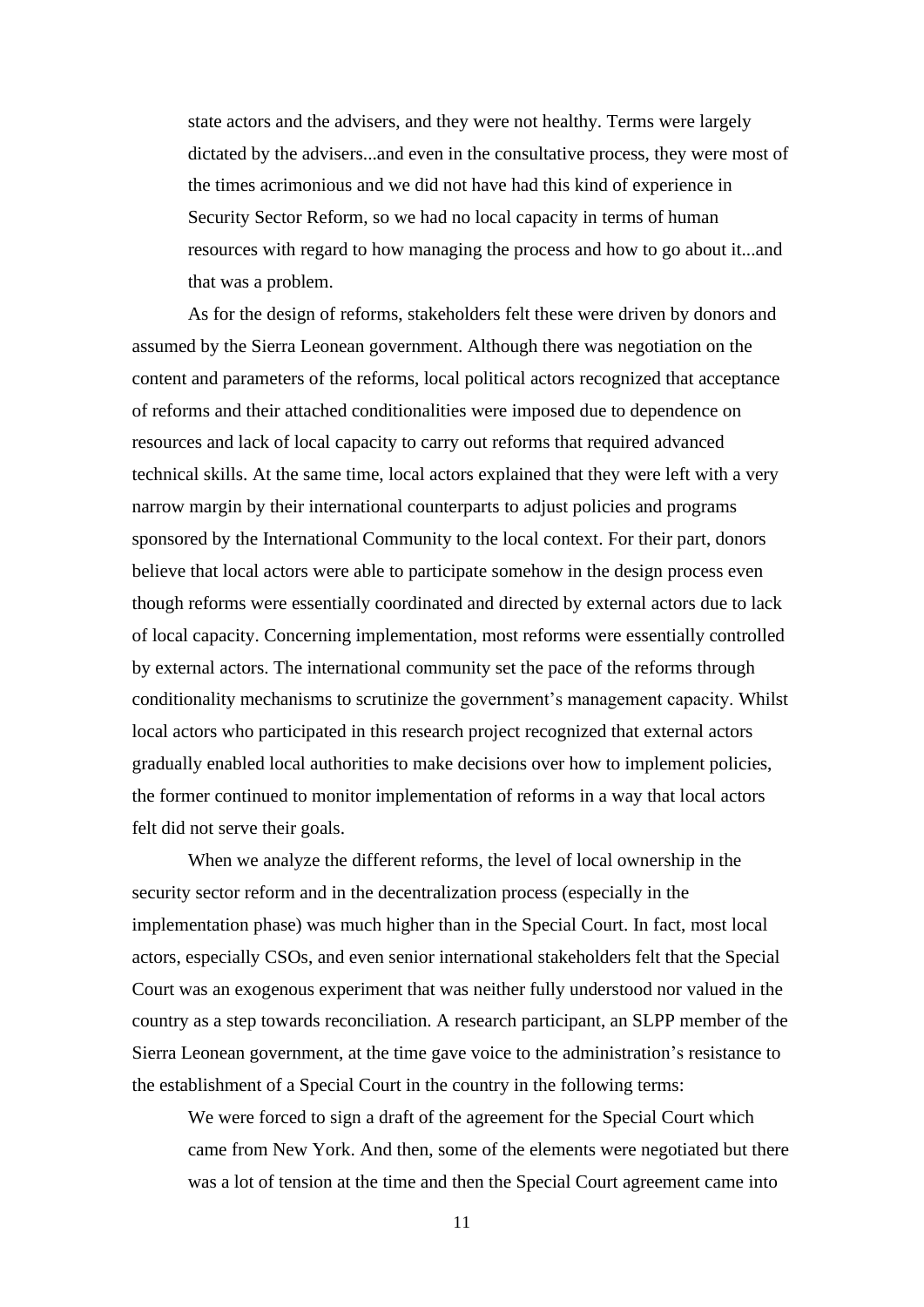> state actors and the advisers, and they were not healthy. Terms were largely dictated by the advisers...and even in the consultative process, they were most of the times acrimonious and we did not have had this kind of experience in Security Sector Reform, so we had no local capacity in terms of human resources with regard to how managing the process and how to go about it...and that was a problem.

As for the design of reforms, stakeholders felt these were driven by donors and assumed by the Sierra Leonean government. Although there was negotiation on the content and parameters of the reforms, local political actors recognized that acceptance of reforms and their attached conditionalities were imposed due to dependence on resources and lack of local capacity to carry out reforms that required advanced technical skills. At the same time, local actors explained that they were left with a very narrow margin by their international counterparts to adjust policies and programs sponsored by the International Community to the local context. For their part, donors believe that local actors were able to participate somehow in the design process even though reforms were essentially coordinated and directed by external actors due to lack of local capacity. Concerning implementation, most reforms were essentially controlled by external actors. The international community set the pace of the reforms through conditionality mechanisms to scrutinize the government's management capacity. Whilst local actors who participated in this research project recognized that external actors gradually enabled local authorities to make decisions over how to implement policies, the former continued to monitor implementation of reforms in a way that local actors felt did not serve their goals.

When we analyze the different reforms, the level of local ownership in the security sector reform and in the decentralization process (especially in the implementation phase) was much higher than in the Special Court. In fact, most local actors, especially CSOs, and even senior international stakeholders felt that the Special Court was an exogenous experiment that was neither fully understood nor valued in the country as a step towards reconciliation. A research participant, an SLPP member of the Sierra Leonean government, at the time gave voice to the administration's resistance to the establishment of a Special Court in the country in the following terms:

> We were forced to sign a draft of the agreement for the Special Court which came from New York. And then, some of the elements were negotiated but there was a lot of tension at the time and then the Special Court agreement came into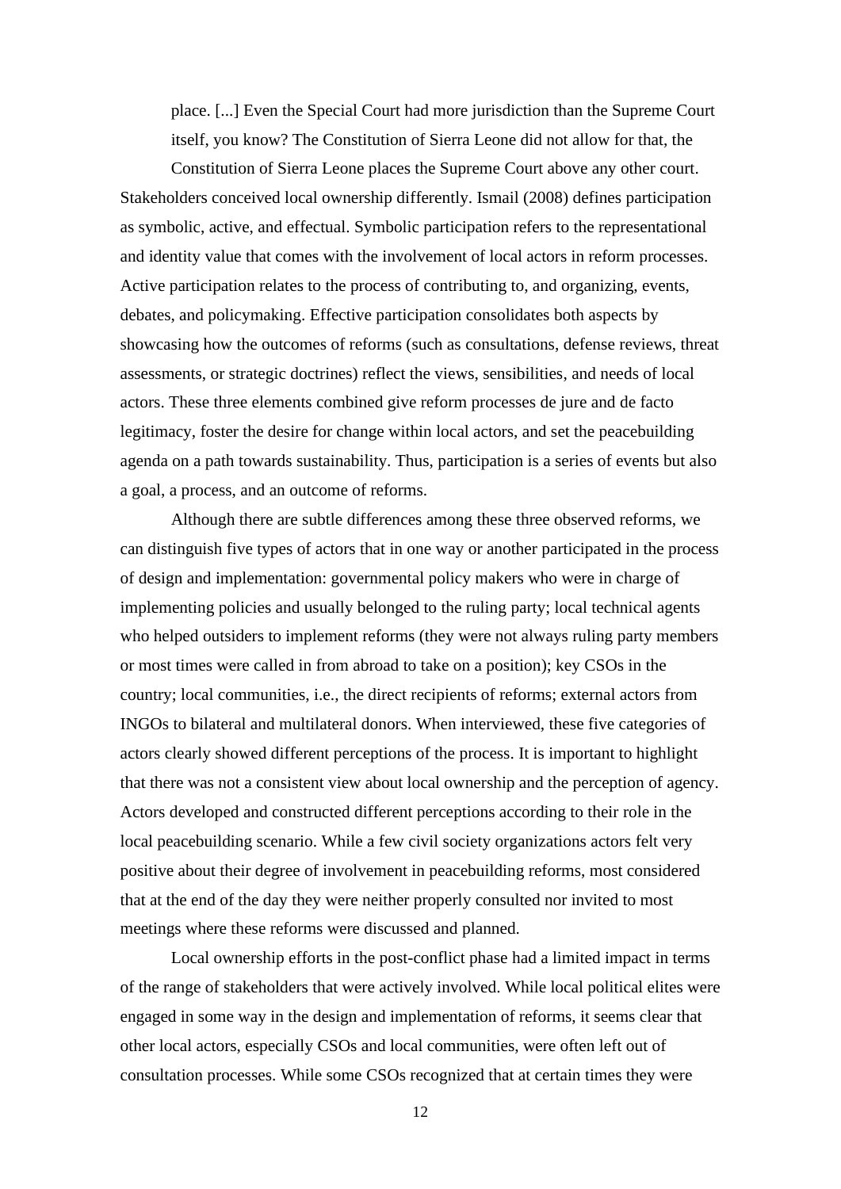> place. [...] Even the Special Court had more jurisdiction than the Supreme Court itself, you know? The Constitution of Sierra Leone did not allow for that, the Constitution of Sierra Leone places the Supreme Court above any other court.

Stakeholders conceived local ownership differently. Ismail (2008) defines participation as symbolic, active, and effectual. Symbolic participation refers to the representational and identity value that comes with the involvement of local actors in reform processes. Active participation relates to the process of contributing to, and organizing, events, debates, and policymaking. Effective participation consolidates both aspects by showcasing how the outcomes of reforms (such as consultations, defense reviews, threat assessments, or strategic doctrines) reflect the views, sensibilities, and needs of local actors. These three elements combined give reform processes de jure and de facto legitimacy, foster the desire for change within local actors, and set the peacebuilding agenda on a path towards sustainability. Thus, participation is a series of events but also a goal, a process, and an outcome of reforms.

Although there are subtle differences among these three observed reforms, we can distinguish five types of actors that in one way or another participated in the process of design and implementation: governmental policy makers who were in charge of implementing policies and usually belonged to the ruling party; local technical agents who helped outsiders to implement reforms (they were not always ruling party members or most times were called in from abroad to take on a position); key CSOs in the country; local communities, i.e., the direct recipients of reforms; external actors from INGOs to bilateral and multilateral donors. When interviewed, these five categories of actors clearly showed different perceptions of the process. It is important to highlight that there was not a consistent view about local ownership and the perception of agency. Actors developed and constructed different perceptions according to their role in the local peacebuilding scenario. While a few civil society organizations actors felt very positive about their degree of involvement in peacebuilding reforms, most considered that at the end of the day they were neither properly consulted nor invited to most meetings where these reforms were discussed and planned.

Local ownership efforts in the post-conflict phase had a limited impact in terms of the range of stakeholders that were actively involved. While local political elites were engaged in some way in the design and implementation of reforms, it seems clear that other local actors, especially CSOs and local communities, were often left out of consultation processes. While some CSOs recognized that at certain times they were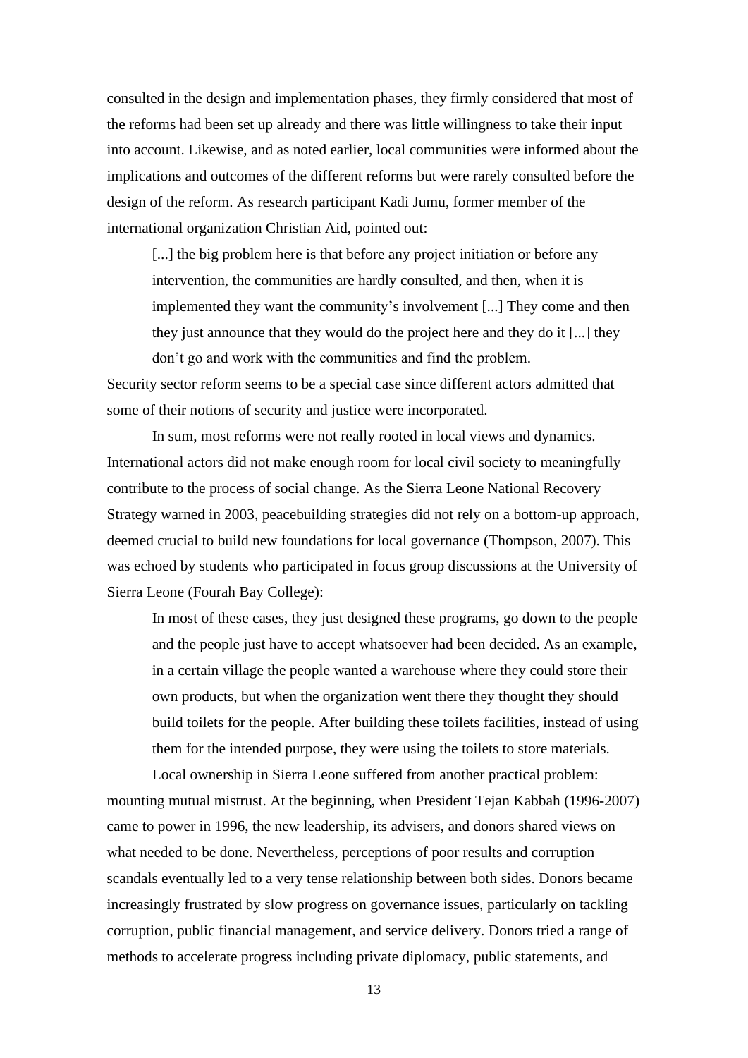consulted in the design and implementation phases, they firmly considered that most of the reforms had been set up already and there was little willingness to take their input into account. Likewise, and as noted earlier, local communities were informed about the implications and outcomes of the different reforms but were rarely consulted before the design of the reform. As research participant Kadi Jumu, former member of the international organization Christian Aid, pointed out:

> [...] the big problem here is that before any project initiation or before any intervention, the communities are hardly consulted, and then, when it is implemented they want the community's involvement [...] They come and then they just announce that they would do the project here and they do it [...] they don't go and work with the communities and find the problem.

Security sector reform seems to be a special case since different actors admitted that some of their notions of security and justice were incorporated.

In sum, most reforms were not really rooted in local views and dynamics. International actors did not make enough room for local civil society to meaningfully contribute to the process of social change. As the Sierra Leone National Recovery Strategy warned in 2003, peacebuilding strategies did not rely on a bottom-up approach, deemed crucial to build new foundations for local governance (Thompson, 2007). This was echoed by students who participated in focus group discussions at the University of Sierra Leone (Fourah Bay College):

> In most of these cases, they just designed these programs, go down to the people and the people just have to accept whatsoever had been decided. As an example, in a certain village the people wanted a warehouse where they could store their own products, but when the organization went there they thought they should build toilets for the people. After building these toilets facilities, instead of using them for the intended purpose, they were using the toilets to store materials.

Local ownership in Sierra Leone suffered from another practical problem: mounting mutual mistrust. At the beginning, when President Tejan Kabbah (1996-2007) came to power in 1996, the new leadership, its advisers, and donors shared views on what needed to be done. Nevertheless, perceptions of poor results and corruption scandals eventually led to a very tense relationship between both sides. Donors became increasingly frustrated by slow progress on governance issues, particularly on tackling corruption, public financial management, and service delivery. Donors tried a range of methods to accelerate progress including private diplomacy, public statements, and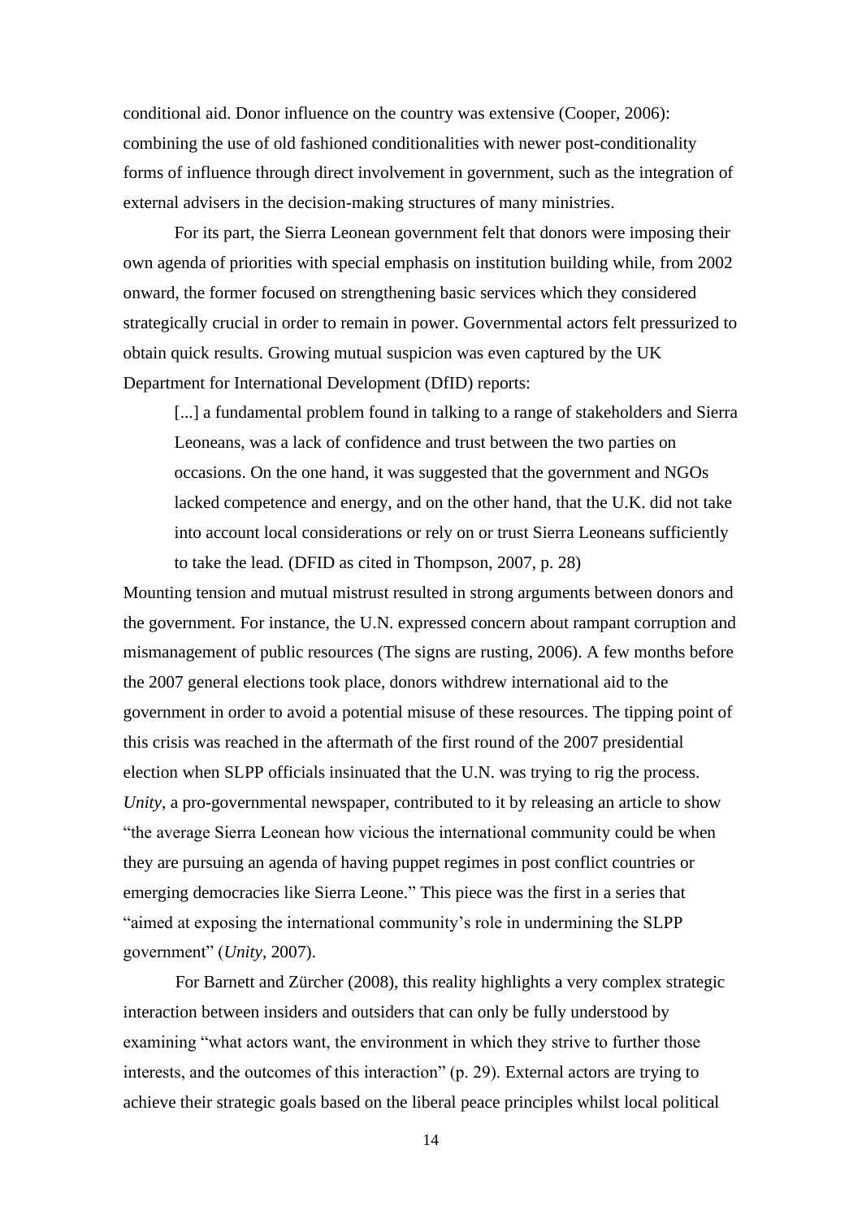conditional aid. Donor influence on the country was extensive (Cooper, 2006): combining the use of old fashioned conditionalities with newer post-conditionality forms of influence through direct involvement in government, such as the integration of external advisers in the decision-making structures of many ministries.

For its part, the Sierra Leonean government felt that donors were imposing their own agenda of priorities with special emphasis on institution building while, from 2002 onward, the former focused on strengthening basic services which they considered strategically crucial in order to remain in power. Governmental actors felt pressurized to obtain quick results. Growing mutual suspicion was even captured by the UK Department for International Development (DfID) reports:

> [...] a fundamental problem found in talking to a range of stakeholders and Sierra Leoneans, was a lack of confidence and trust between the two parties on occasions. On the one hand, it was suggested that the government and NGOs lacked competence and energy, and on the other hand, that the U.K. did not take into account local considerations or rely on or trust Sierra Leoneans sufficiently to take the lead. (DFID as cited in Thompson, 2007, p. 28)

Mounting tension and mutual mistrust resulted in strong arguments between donors and the government. For instance, the U.N. expressed concern about rampant corruption and mismanagement of public resources (The signs are rusting, 2006). A few months before the 2007 general elections took place, donors withdrew international aid to the government in order to avoid a potential misuse of these resources. The tipping point of this crisis was reached in the aftermath of the first round of the 2007 presidential election when SLPP officials insinuated that the U.N. was trying to rig the process. *Unity*, a pro-governmental newspaper, contributed to it by releasing an article to show "the average Sierra Leonean how vicious the international community could be when they are pursuing an agenda of having puppet regimes in post conflict countries or emerging democracies like Sierra Leone." This piece was the first in a series that "aimed at exposing the international community's role in undermining the SLPP government" (*Unity*, 2007).

For Barnett and Zürcher (2008), this reality highlights a very complex strategic interaction between insiders and outsiders that can only be fully understood by examining "what actors want, the environment in which they strive to further those interests, and the outcomes of this interaction" (p. 29). External actors are trying to achieve their strategic goals based on the liberal peace principles whilst local political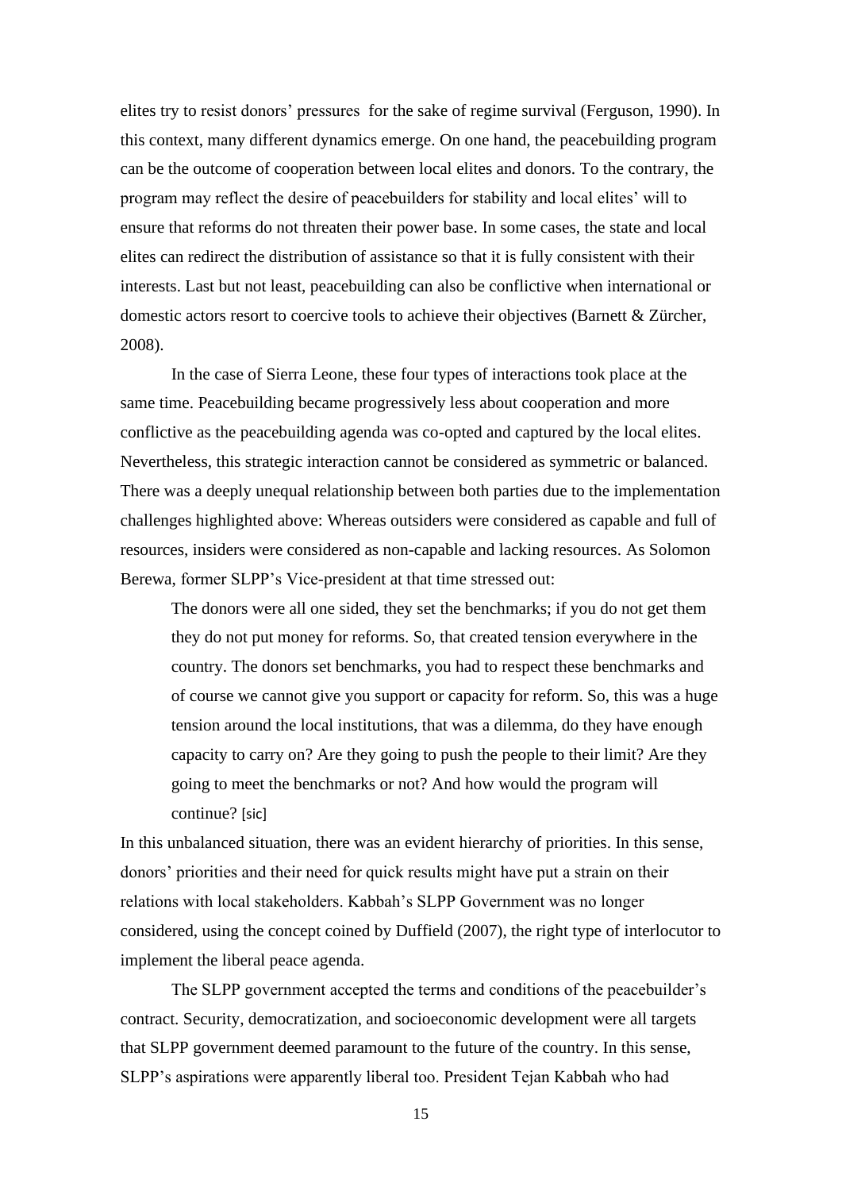elites try to resist donors' pressures for the sake of regime survival (Ferguson, 1990). In this context, many different dynamics emerge. On one hand, the peacebuilding program can be the outcome of cooperation between local elites and donors. To the contrary, the program may reflect the desire of peacebuilders for stability and local elites' will to ensure that reforms do not threaten their power base. In some cases, the state and local elites can redirect the distribution of assistance so that it is fully consistent with their interests. Last but not least, peacebuilding can also be conflictive when international or domestic actors resort to coercive tools to achieve their objectives (Barnett & Zürcher, 2008).

In the case of Sierra Leone, these four types of interactions took place at the same time. Peacebuilding became progressively less about cooperation and more conflictive as the peacebuilding agenda was co-opted and captured by the local elites. Nevertheless, this strategic interaction cannot be considered as symmetric or balanced. There was a deeply unequal relationship between both parties due to the implementation challenges highlighted above: Whereas outsiders were considered as capable and full of resources, insiders were considered as non-capable and lacking resources. As Solomon Berewa, former SLPP's Vice-president at that time stressed out:

> The donors were all one sided, they set the benchmarks; if you do not get them they do not put money for reforms. So, that created tension everywhere in the country. The donors set benchmarks, you had to respect these benchmarks and of course we cannot give you support or capacity for reform. So, this was a huge tension around the local institutions, that was a dilemma, do they have enough capacity to carry on? Are they going to push the people to their limit? Are they going to meet the benchmarks or not? And how would the program will continue? [sic]

In this unbalanced situation, there was an evident hierarchy of priorities. In this sense, donors' priorities and their need for quick results might have put a strain on their relations with local stakeholders. Kabbah's SLPP Government was no longer considered, using the concept coined by Duffield (2007), the right type of interlocutor to implement the liberal peace agenda.

The SLPP government accepted the terms and conditions of the peacebuilder's contract. Security, democratization, and socioeconomic development were all targets that SLPP government deemed paramount to the future of the country. In this sense, SLPP's aspirations were apparently liberal too. President Tejan Kabbah who had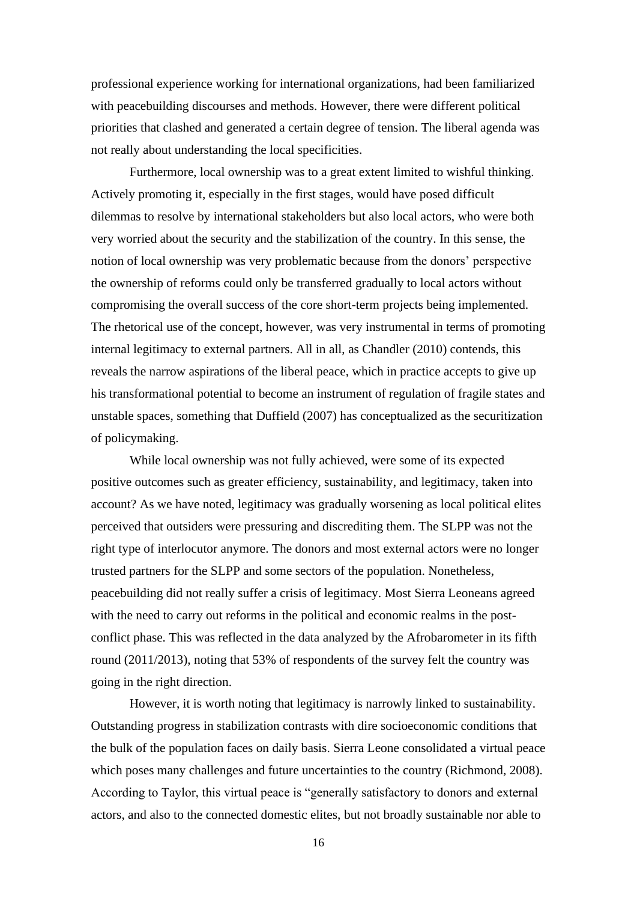professional experience working for international organizations, had been familiarized with peacebuilding discourses and methods. However, there were different political priorities that clashed and generated a certain degree of tension. The liberal agenda was not really about understanding the local specificities.

Furthermore, local ownership was to a great extent limited to wishful thinking. Actively promoting it, especially in the first stages, would have posed difficult dilemmas to resolve by international stakeholders but also local actors, who were both very worried about the security and the stabilization of the country. In this sense, the notion of local ownership was very problematic because from the donors' perspective the ownership of reforms could only be transferred gradually to local actors without compromising the overall success of the core short-term projects being implemented. The rhetorical use of the concept, however, was very instrumental in terms of promoting internal legitimacy to external partners. All in all, as Chandler (2010) contends, this reveals the narrow aspirations of the liberal peace, which in practice accepts to give up his transformational potential to become an instrument of regulation of fragile states and unstable spaces, something that Duffield (2007) has conceptualized as the securitization of policymaking.

While local ownership was not fully achieved, were some of its expected positive outcomes such as greater efficiency, sustainability, and legitimacy, taken into account? As we have noted, legitimacy was gradually worsening as local political elites perceived that outsiders were pressuring and discrediting them. The SLPP was not the right type of interlocutor anymore. The donors and most external actors were no longer trusted partners for the SLPP and some sectors of the population. Nonetheless, peacebuilding did not really suffer a crisis of legitimacy. Most Sierra Leoneans agreed with the need to carry out reforms in the political and economic realms in the post-conflict phase. This was reflected in the data analyzed by the Afrobarometer in its fifth round (2011/2013), noting that 53% of respondents of the survey felt the country was going in the right direction.

However, it is worth noting that legitimacy is narrowly linked to sustainability. Outstanding progress in stabilization contrasts with dire socioeconomic conditions that the bulk of the population faces on daily basis. Sierra Leone consolidated a virtual peace which poses many challenges and future uncertainties to the country (Richmond, 2008). According to Taylor, this virtual peace is "generally satisfactory to donors and external actors, and also to the connected domestic elites, but not broadly sustainable nor able to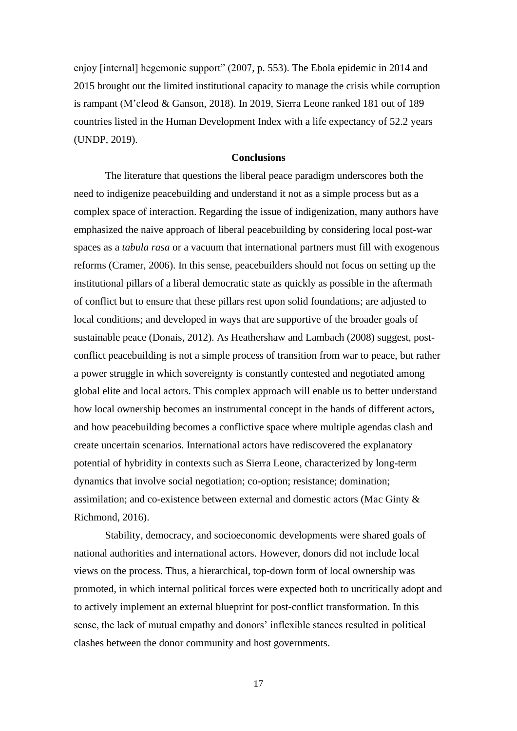enjoy [internal] hegemonic support" (2007, p. 553). The Ebola epidemic in 2014 and 2015 brought out the limited institutional capacity to manage the crisis while corruption is rampant (M'cleod & Ganson, 2018). In 2019, Sierra Leone ranked 181 out of 189 countries listed in the Human Development Index with a life expectancy of 52.2 years (UNDP, 2019).

## Conclusions

The literature that questions the liberal peace paradigm underscores both the need to indigenize peacebuilding and understand it not as a simple process but as a complex space of interaction. Regarding the issue of indigenization, many authors have emphasized the naive approach of liberal peacebuilding by considering local post-war spaces as a *tabula rasa* or a vacuum that international partners must fill with exogenous reforms (Cramer, 2006). In this sense, peacebuilders should not focus on setting up the institutional pillars of a liberal democratic state as quickly as possible in the aftermath of conflict but to ensure that these pillars rest upon solid foundations; are adjusted to local conditions; and developed in ways that are supportive of the broader goals of sustainable peace (Donais, 2012). As Heathershaw and Lambach (2008) suggest, post-conflict peacebuilding is not a simple process of transition from war to peace, but rather a power struggle in which sovereignty is constantly contested and negotiated among global elite and local actors. This complex approach will enable us to better understand how local ownership becomes an instrumental concept in the hands of different actors, and how peacebuilding becomes a conflictive space where multiple agendas clash and create uncertain scenarios. International actors have rediscovered the explanatory potential of hybridity in contexts such as Sierra Leone, characterized by long-term dynamics that involve social negotiation; co-option; resistance; domination; assimilation; and co-existence between external and domestic actors (Mac Ginty & Richmond, 2016).

Stability, democracy, and socioeconomic developments were shared goals of national authorities and international actors. However, donors did not include local views on the process. Thus, a hierarchical, top-down form of local ownership was promoted, in which internal political forces were expected both to uncritically adopt and to actively implement an external blueprint for post-conflict transformation. In this sense, the lack of mutual empathy and donors' inflexible stances resulted in political clashes between the donor community and host governments.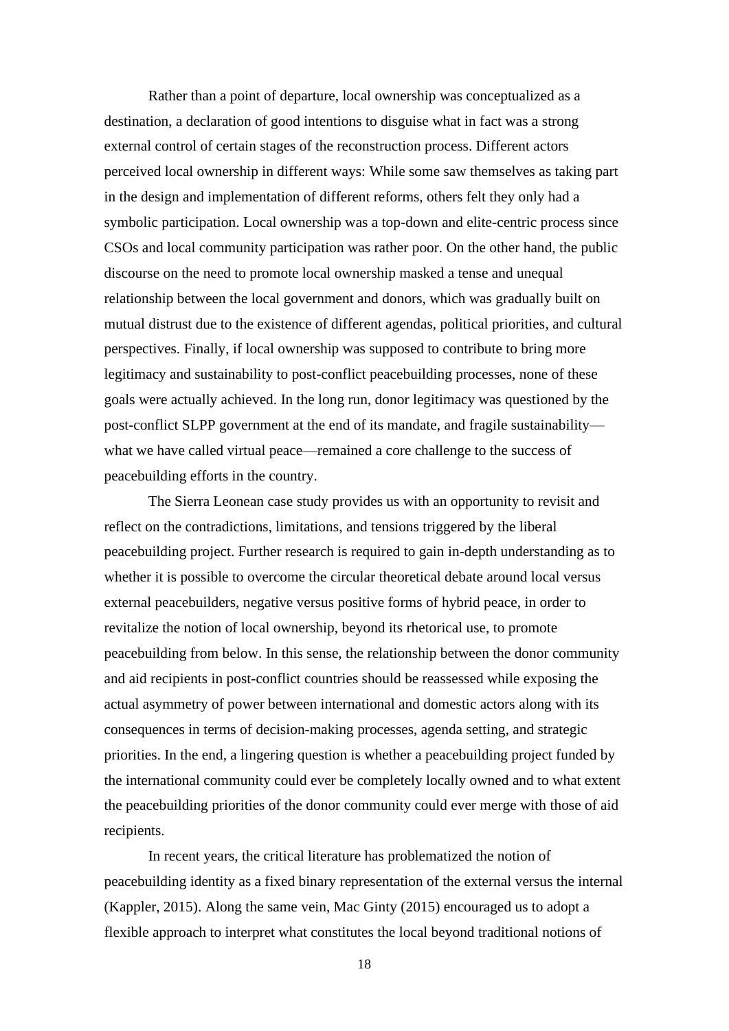Rather than a point of departure, local ownership was conceptualized as a destination, a declaration of good intentions to disguise what in fact was a strong external control of certain stages of the reconstruction process. Different actors perceived local ownership in different ways: While some saw themselves as taking part in the design and implementation of different reforms, others felt they only had a symbolic participation. Local ownership was a top-down and elite-centric process since CSOs and local community participation was rather poor. On the other hand, the public discourse on the need to promote local ownership masked a tense and unequal relationship between the local government and donors, which was gradually built on mutual distrust due to the existence of different agendas, political priorities, and cultural perspectives. Finally, if local ownership was supposed to contribute to bring more legitimacy and sustainability to post-conflict peacebuilding processes, none of these goals were actually achieved. In the long run, donor legitimacy was questioned by the post-conflict SLPP government at the end of its mandate, and fragile sustainability—what we have called virtual peace—remained a core challenge to the success of peacebuilding efforts in the country.

The Sierra Leonean case study provides us with an opportunity to revisit and reflect on the contradictions, limitations, and tensions triggered by the liberal peacebuilding project. Further research is required to gain in-depth understanding as to whether it is possible to overcome the circular theoretical debate around local versus external peacebuilders, negative versus positive forms of hybrid peace, in order to revitalize the notion of local ownership, beyond its rhetorical use, to promote peacebuilding from below. In this sense, the relationship between the donor community and aid recipients in post-conflict countries should be reassessed while exposing the actual asymmetry of power between international and domestic actors along with its consequences in terms of decision-making processes, agenda setting, and strategic priorities. In the end, a lingering question is whether a peacebuilding project funded by the international community could ever be completely locally owned and to what extent the peacebuilding priorities of the donor community could ever merge with those of aid recipients.

In recent years, the critical literature has problematized the notion of peacebuilding identity as a fixed binary representation of the external versus the internal (Kappler, 2015). Along the same vein, Mac Ginty (2015) encouraged us to adopt a flexible approach to interpret what constitutes the local beyond traditional notions of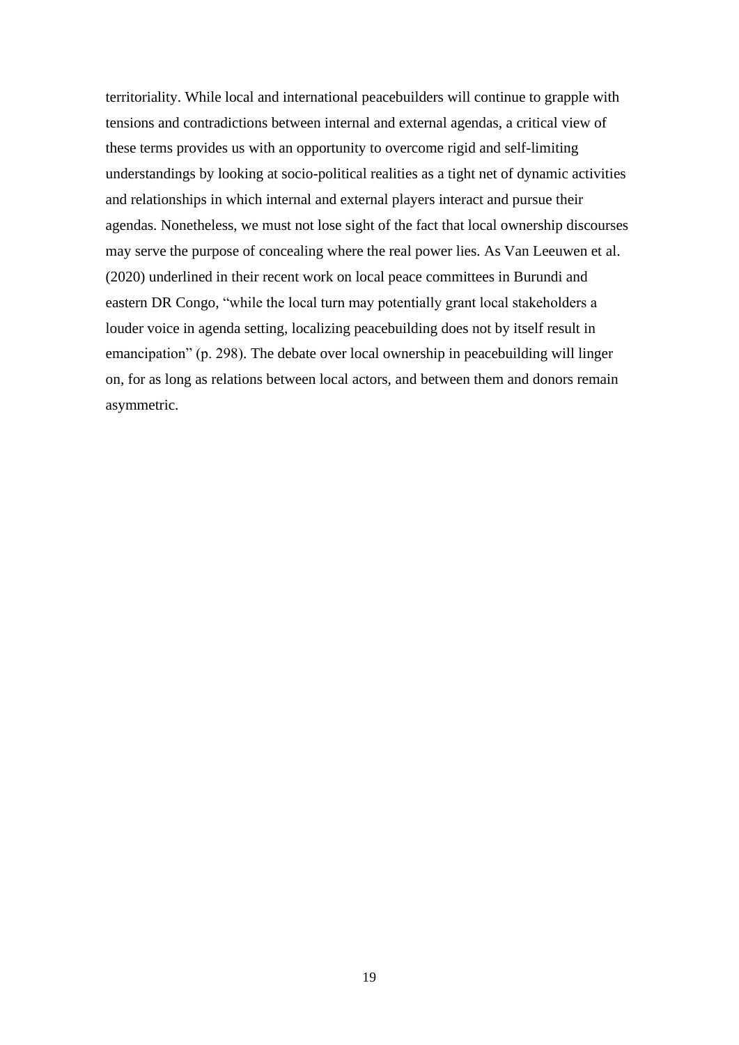territoriality. While local and international peacebuilders will continue to grapple with tensions and contradictions between internal and external agendas, a critical view of these terms provides us with an opportunity to overcome rigid and self-limiting understandings by looking at socio-political realities as a tight net of dynamic activities and relationships in which internal and external players interact and pursue their agendas. Nonetheless, we must not lose sight of the fact that local ownership discourses may serve the purpose of concealing where the real power lies. As Van Leeuwen et al. (2020) underlined in their recent work on local peace committees in Burundi and eastern DR Congo, "while the local turn may potentially grant local stakeholders a louder voice in agenda setting, localizing peacebuilding does not by itself result in emancipation" (p. 298). The debate over local ownership in peacebuilding will linger on, for as long as relations between local actors, and between them and donors remain asymmetric.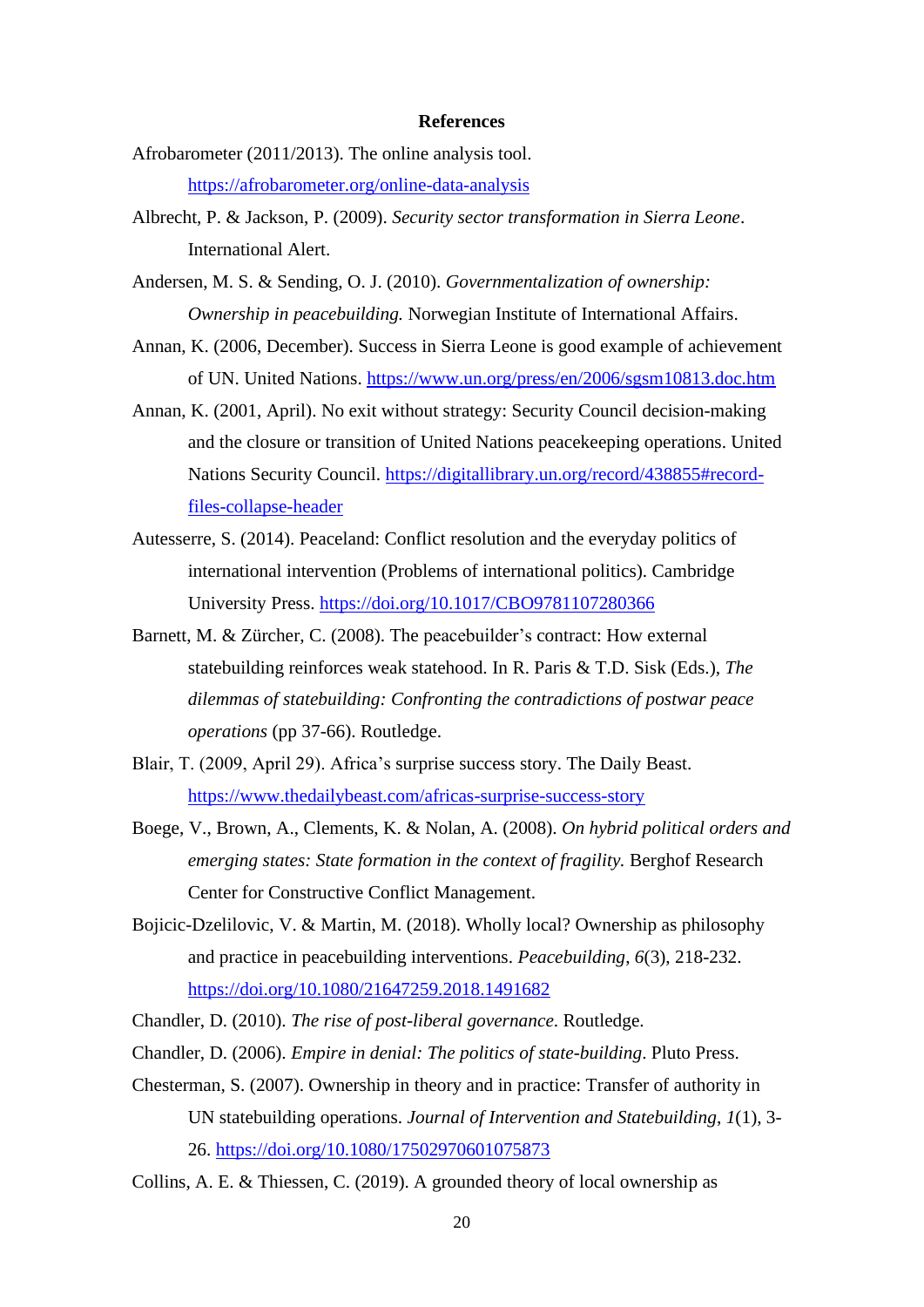**References**

Afrobarometer (2011/2013). The online analysis tool. https://afrobarometer.org/online-data-analysis

Albrecht, P. & Jackson, P. (2009). *Security sector transformation in Sierra Leone*. International Alert.

Andersen, M. S. & Sending, O. J. (2010). *Governmentalization of ownership: Ownership in peacebuilding.* Norwegian Institute of International Affairs.

Annan, K. (2006, December). Success in Sierra Leone is good example of achievement of UN. United Nations. https://www.un.org/press/en/2006/sgsm10813.doc.htm

Annan, K. (2001, April). No exit without strategy: Security Council decision-making and the closure or transition of United Nations peacekeeping operations. United Nations Security Council. https://digitallibrary.un.org/record/438855#record-files-collapse-header

Autesserre, S. (2014). Peaceland: Conflict resolution and the everyday politics of international intervention (Problems of international politics). Cambridge University Press. https://doi.org/10.1017/CBO9781107280366

Barnett, M. & Zürcher, C. (2008). The peacebuilder's contract: How external statebuilding reinforces weak statehood. In R. Paris & T.D. Sisk (Eds.), *The dilemmas of statebuilding: Confronting the contradictions of postwar peace operations* (pp 37-66). Routledge.

Blair, T. (2009, April 29). Africa's surprise success story. The Daily Beast. https://www.thedailybeast.com/africas-surprise-success-story

Boege, V., Brown, A., Clements, K. & Nolan, A. (2008). *On hybrid political orders and emerging states: State formation in the context of fragility.* Berghof Research Center for Constructive Conflict Management.

Bojicic-Dzelilovic, V. & Martin, M. (2018). Wholly local? Ownership as philosophy and practice in peacebuilding interventions. *Peacebuilding*, *6*(3), 218-232. https://doi.org/10.1080/21647259.2018.1491682

Chandler, D. (2010). *The rise of post-liberal governance*. Routledge.

Chandler, D. (2006). *Empire in denial: The politics of state-building*. Pluto Press.

Chesterman, S. (2007). Ownership in theory and in practice: Transfer of authority in UN statebuilding operations. *Journal of Intervention and Statebuilding*, *1*(1), 3-26. https://doi.org/10.1080/17502970601075873

Collins, A. E. & Thiessen, C. (2019). A grounded theory of local ownership as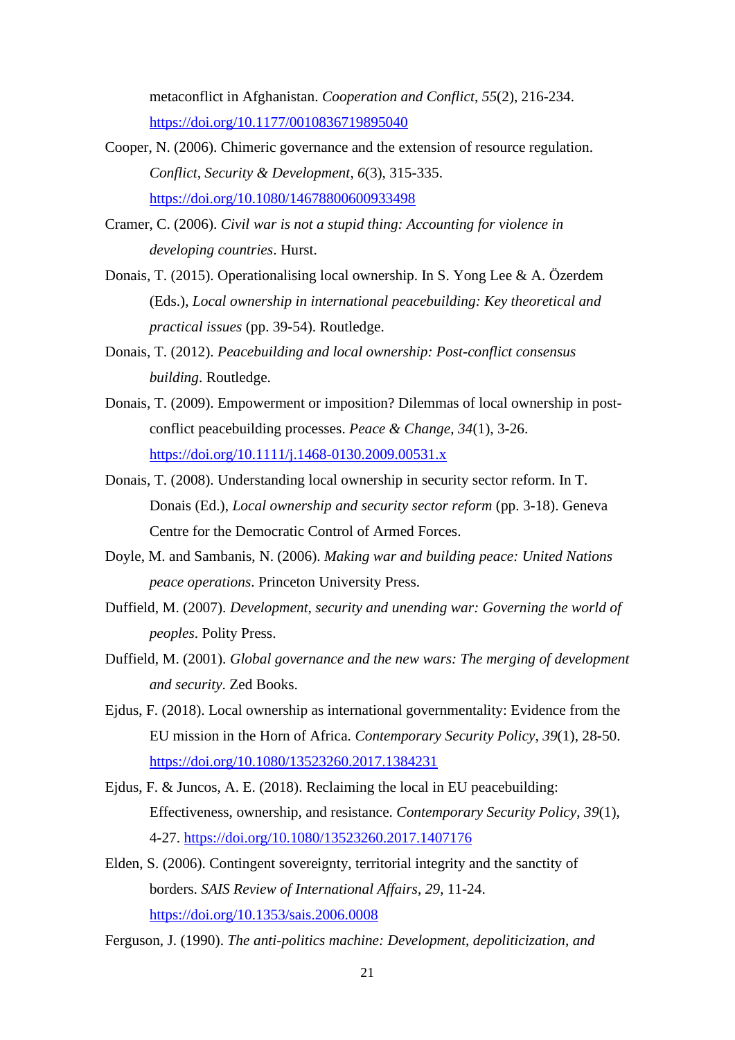metaconflict in Afghanistan. *Cooperation and Conflict*, *55*(2), 216-234. https://doi.org/10.1177/0010836719895040

Cooper, N. (2006). Chimeric governance and the extension of resource regulation. *Conflict, Security & Development*, *6*(3), 315-335. https://doi.org/10.1080/14678800600933498

Cramer, C. (2006). *Civil war is not a stupid thing: Accounting for violence in developing countries*. Hurst.

Donais, T. (2015). Operationalising local ownership. In S. Yong Lee & A. Özerdem (Eds.), *Local ownership in international peacebuilding: Key theoretical and practical issues* (pp. 39-54). Routledge.

Donais, T. (2012). *Peacebuilding and local ownership: Post-conflict consensus building*. Routledge.

Donais, T. (2009). Empowerment or imposition? Dilemmas of local ownership in post-conflict peacebuilding processes. *Peace & Change*, *34*(1), 3-26. https://doi.org/10.1111/j.1468-0130.2009.00531.x

Donais, T. (2008). Understanding local ownership in security sector reform. In T. Donais (Ed.), *Local ownership and security sector reform* (pp. 3-18). Geneva Centre for the Democratic Control of Armed Forces.

Doyle, M. and Sambanis, N. (2006). *Making war and building peace: United Nations peace operations*. Princeton University Press.

Duffield, M. (2007). *Development, security and unending war: Governing the world of peoples*. Polity Press.

Duffield, M. (2001). *Global governance and the new wars: The merging of development and security*. Zed Books.

Ejdus, F. (2018). Local ownership as international governmentality: Evidence from the EU mission in the Horn of Africa. *Contemporary Security Policy*, *39*(1), 28-50. https://doi.org/10.1080/13523260.2017.1384231

Ejdus, F. & Juncos, A. E. (2018). Reclaiming the local in EU peacebuilding: Effectiveness, ownership, and resistance. *Contemporary Security Policy*, *39*(1), 4-27. https://doi.org/10.1080/13523260.2017.1407176

Elden, S. (2006). Contingent sovereignty, territorial integrity and the sanctity of borders. *SAIS Review of International Affairs*, *29*, 11-24. https://doi.org/10.1353/sais.2006.0008

Ferguson, J. (1990). *The anti-politics machine: Development, depoliticization, and*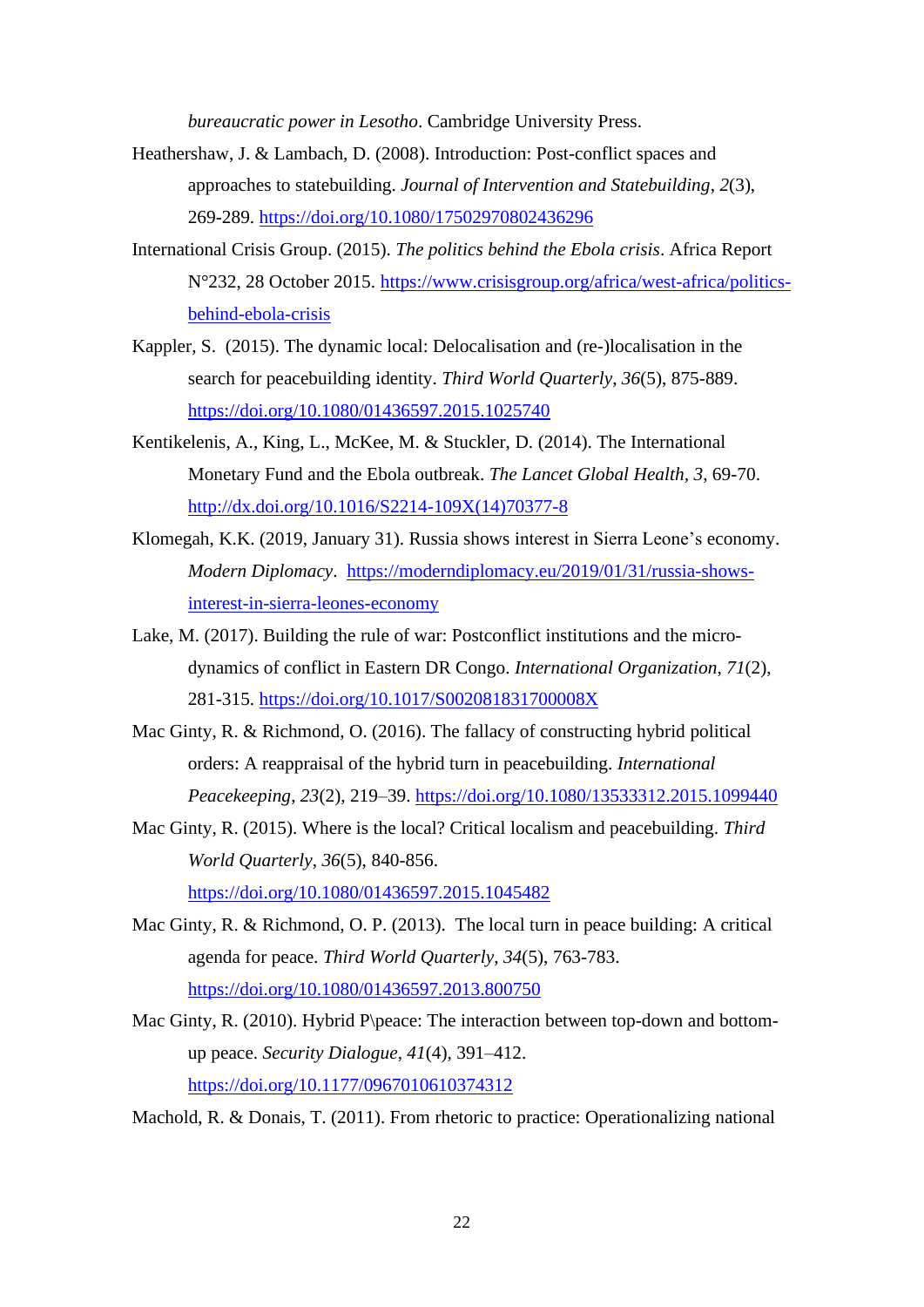*bureaucratic power in Lesotho*. Cambridge University Press.

Heathershaw, J. & Lambach, D. (2008). Introduction: Post-conflict spaces and approaches to statebuilding. *Journal of Intervention and Statebuilding*, *2*(3), 269-289. https://doi.org/10.1080/17502970802436296

International Crisis Group. (2015). *The politics behind the Ebola crisis*. Africa Report N°232, 28 October 2015. https://www.crisisgroup.org/africa/west-africa/politics-behind-ebola-crisis

Kappler, S. (2015). The dynamic local: Delocalisation and (re-)localisation in the search for peacebuilding identity. *Third World Quarterly*, *36*(5), 875-889. https://doi.org/10.1080/01436597.2015.1025740

Kentikelenis, A., King, L., McKee, M. & Stuckler, D. (2014). The International Monetary Fund and the Ebola outbreak. *The Lancet Global Health*, *3*, 69-70. http://dx.doi.org/10.1016/S2214-109X(14)70377-8

Klomegah, K.K. (2019, January 31). Russia shows interest in Sierra Leone's economy. *Modern Diplomacy*. https://moderndiplomacy.eu/2019/01/31/russia-shows-interest-in-sierra-leones-economy

Lake, M. (2017). Building the rule of war: Postconflict institutions and the micro-dynamics of conflict in Eastern DR Congo. *International Organization*, *71*(2), 281-315. https://doi.org/10.1017/S002081831700008X

Mac Ginty, R. & Richmond, O. (2016). The fallacy of constructing hybrid political orders: A reappraisal of the hybrid turn in peacebuilding. *International Peacekeeping*, *23*(2), 219–39. https://doi.org/10.1080/13533312.2015.1099440

Mac Ginty, R. (2015). Where is the local? Critical localism and peacebuilding. *Third World Quarterly*, *36*(5), 840-856. https://doi.org/10.1080/01436597.2015.1045482

Mac Ginty, R. & Richmond, O. P. (2013). The local turn in peace building: A critical agenda for peace. *Third World Quarterly*, *34*(5), 763-783. https://doi.org/10.1080/01436597.2013.800750

Mac Ginty, R. (2010). Hybrid P\peace: The interaction between top-down and bottom-up peace. *Security Dialogue*, *41*(4), 391–412. https://doi.org/10.1177/0967010610374312

Machold, R. & Donais, T. (2011). From rhetoric to practice: Operationalizing national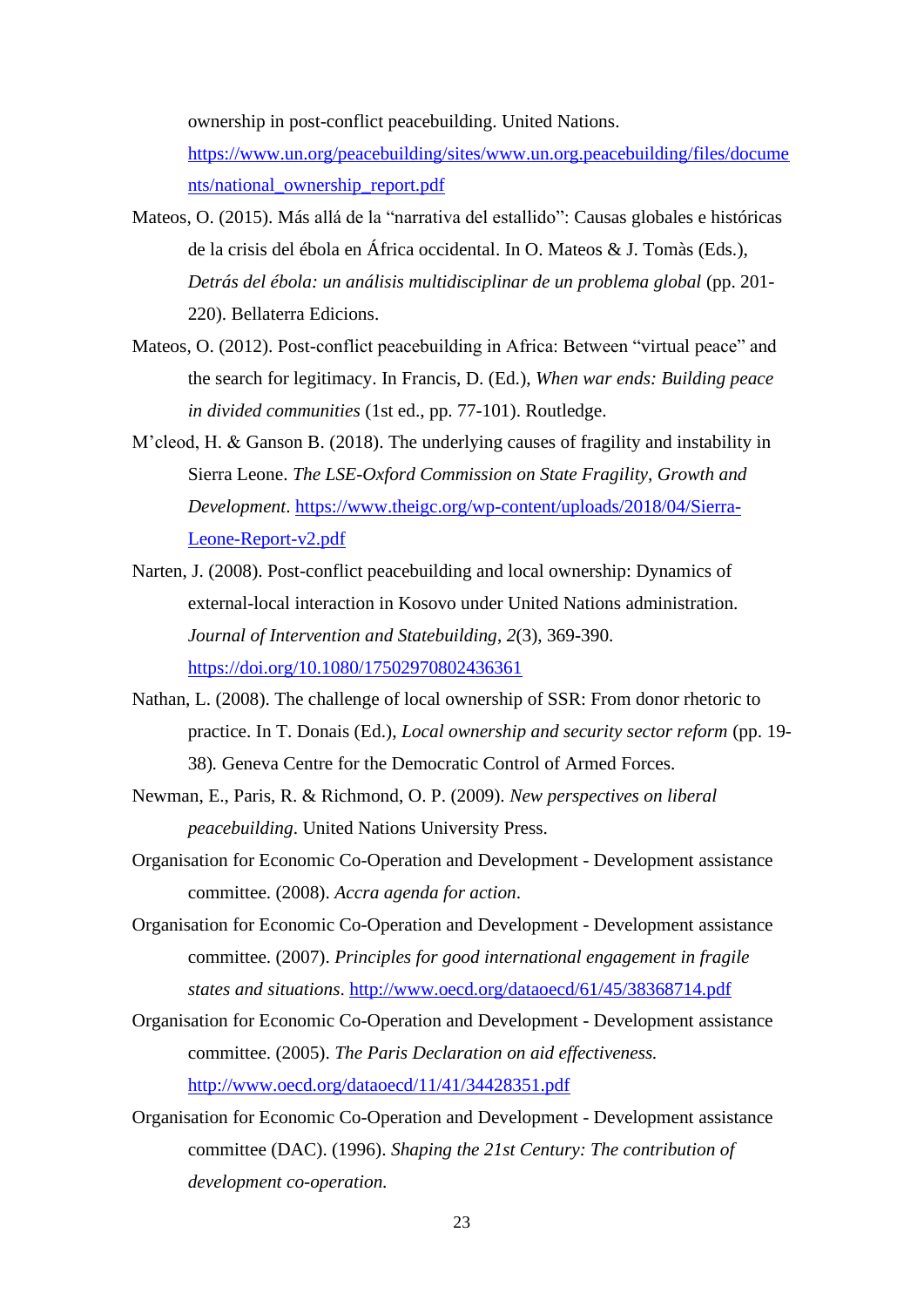ownership in post-conflict peacebuilding. United Nations. https://www.un.org/peacebuilding/sites/www.un.org.peacebuilding/files/documents/national_ownership_report.pdf

Mateos, O. (2015). Más allá de la "narrativa del estallido": Causas globales e históricas de la crisis del ébola en África occidental. In O. Mateos & J. Tomàs (Eds.), *Detrás del ébola: un análisis multidisciplinar de un problema global* (pp. 201-220). Bellaterra Edicions.

Mateos, O. (2012). Post-conflict peacebuilding in Africa: Between "virtual peace" and the search for legitimacy. In Francis, D. (Ed.), *When war ends: Building peace in divided communities* (1st ed., pp. 77-101). Routledge.

M'cleod, H. & Ganson B. (2018). The underlying causes of fragility and instability in Sierra Leone. *The LSE-Oxford Commission on State Fragility, Growth and Development*. https://www.theigc.org/wp-content/uploads/2018/04/Sierra-Leone-Report-v2.pdf

Narten, J. (2008). Post-conflict peacebuilding and local ownership: Dynamics of external-local interaction in Kosovo under United Nations administration. *Journal of Intervention and Statebuilding*, *2*(3), 369-390. https://doi.org/10.1080/17502970802436361

Nathan, L. (2008). The challenge of local ownership of SSR: From donor rhetoric to practice. In T. Donais (Ed.), *Local ownership and security sector reform* (pp. 19-38). Geneva Centre for the Democratic Control of Armed Forces.

Newman, E., Paris, R. & Richmond, O. P. (2009). *New perspectives on liberal peacebuilding*. United Nations University Press.

Organisation for Economic Co-Operation and Development - Development assistance committee. (2008). *Accra agenda for action*.

Organisation for Economic Co-Operation and Development - Development assistance committee. (2007). *Principles for good international engagement in fragile states and situations*. http://www.oecd.org/dataoecd/61/45/38368714.pdf

Organisation for Economic Co-Operation and Development - Development assistance committee. (2005). *The Paris Declaration on aid effectiveness.* http://www.oecd.org/dataoecd/11/41/34428351.pdf

Organisation for Economic Co-Operation and Development - Development assistance committee (DAC). (1996). *Shaping the 21st Century: The contribution of development co-operation.*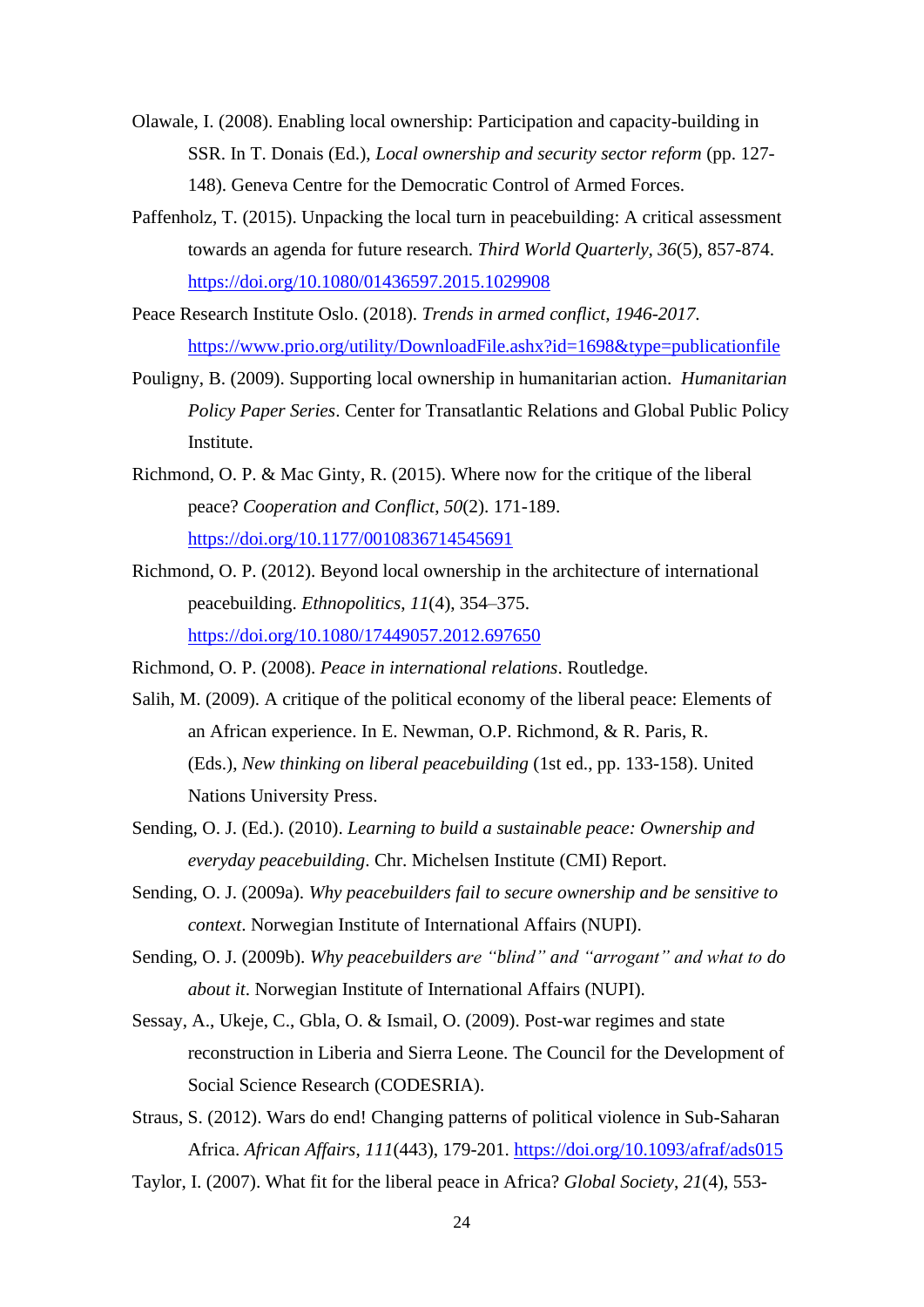Olawale, I. (2008). Enabling local ownership: Participation and capacity-building in SSR. In T. Donais (Ed.), *Local ownership and security sector reform* (pp. 127-148). Geneva Centre for the Democratic Control of Armed Forces.

Paffenholz, T. (2015). Unpacking the local turn in peacebuilding: A critical assessment towards an agenda for future research. *Third World Quarterly*, *36*(5), 857-874. https://doi.org/10.1080/01436597.2015.1029908

Peace Research Institute Oslo. (2018). *Trends in armed conflict, 1946-2017*. https://www.prio.org/utility/DownloadFile.ashx?id=1698&type=publicationfile

Pouligny, B. (2009). Supporting local ownership in humanitarian action. *Humanitarian Policy Paper Series*. Center for Transatlantic Relations and Global Public Policy Institute.

Richmond, O. P. & Mac Ginty, R. (2015). Where now for the critique of the liberal peace? *Cooperation and Conflict*, *50*(2). 171-189. https://doi.org/10.1177/0010836714545691

Richmond, O. P. (2012). Beyond local ownership in the architecture of international peacebuilding. *Ethnopolitics*, *11*(4), 354–375. https://doi.org/10.1080/17449057.2012.697650

Richmond, O. P. (2008). *Peace in international relations*. Routledge.

Salih, M. (2009). A critique of the political economy of the liberal peace: Elements of an African experience. In E. Newman, O.P. Richmond, & R. Paris, R. (Eds.), *New thinking on liberal peacebuilding* (1st ed., pp. 133-158). United Nations University Press.

Sending, O. J. (Ed.). (2010). *Learning to build a sustainable peace: Ownership and everyday peacebuilding*. Chr. Michelsen Institute (CMI) Report.

Sending, O. J. (2009a). *Why peacebuilders fail to secure ownership and be sensitive to context*. Norwegian Institute of International Affairs (NUPI).

Sending, O. J. (2009b). *Why peacebuilders are "blind" and "arrogant" and what to do about it*. Norwegian Institute of International Affairs (NUPI).

Sessay, A., Ukeje, C., Gbla, O. & Ismail, O. (2009). Post-war regimes and state reconstruction in Liberia and Sierra Leone. The Council for the Development of Social Science Research (CODESRIA).

Straus, S. (2012). Wars do end! Changing patterns of political violence in Sub-Saharan Africa. *African Affairs*, *111*(443), 179-201. https://doi.org/10.1093/afraf/ads015

Taylor, I. (2007). What fit for the liberal peace in Africa? *Global Society*, *21*(4), 553-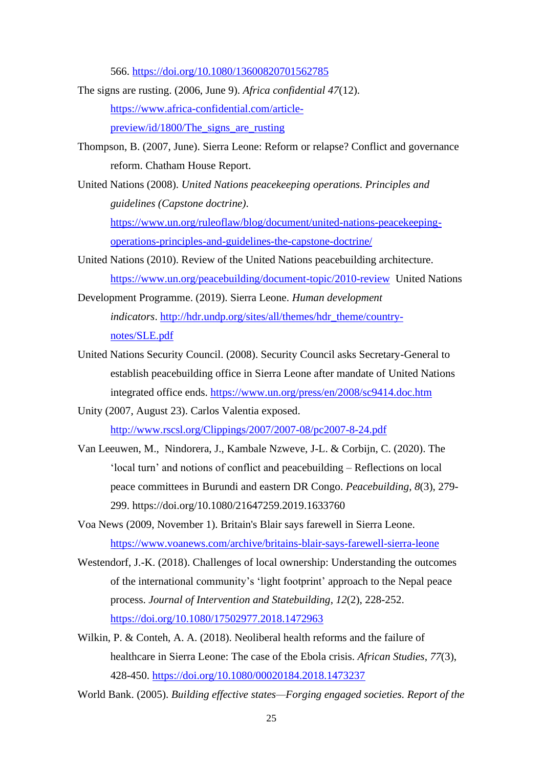566. https://doi.org/10.1080/13600820701562785

The signs are rusting. (2006, June 9). *Africa confidential 47*(12). https://www.africa-confidential.com/article-preview/id/1800/The_signs_are_rusting

Thompson, B. (2007, June). Sierra Leone: Reform or relapse? Conflict and governance reform. Chatham House Report.

United Nations (2008). *United Nations peacekeeping operations. Principles and guidelines (Capstone doctrine)*. https://www.un.org/ruleoflaw/blog/document/united-nations-peacekeeping-operations-principles-and-guidelines-the-capstone-doctrine/

United Nations (2010). Review of the United Nations peacebuilding architecture. https://www.un.org/peacebuilding/document-topic/2010-review United Nations

Development Programme. (2019). Sierra Leone. *Human development indicators*. http://hdr.undp.org/sites/all/themes/hdr_theme/country-notes/SLE.pdf

United Nations Security Council. (2008). Security Council asks Secretary-General to establish peacebuilding office in Sierra Leone after mandate of United Nations integrated office ends. https://www.un.org/press/en/2008/sc9414.doc.htm

Unity (2007, August 23). Carlos Valentia exposed. http://www.rscsl.org/Clippings/2007/2007-08/pc2007-8-24.pdf

Van Leeuwen, M., Nindorera, J., Kambale Nzweve, J-L. & Corbijn, C. (2020). The 'local turn' and notions of conflict and peacebuilding – Reflections on local peace committees in Burundi and eastern DR Congo. *Peacebuilding*, *8*(3), 279-299. https://doi.org/10.1080/21647259.2019.1633760

Voa News (2009, November 1). Britain's Blair says farewell in Sierra Leone. https://www.voanews.com/archive/britains-blair-says-farewell-sierra-leone

Westendorf, J.-K. (2018). Challenges of local ownership: Understanding the outcomes of the international community's 'light footprint' approach to the Nepal peace process. *Journal of Intervention and Statebuilding*, *12*(2), 228-252. https://doi.org/10.1080/17502977.2018.1472963

Wilkin, P. & Conteh, A. A. (2018). Neoliberal health reforms and the failure of healthcare in Sierra Leone: The case of the Ebola crisis. *African Studies*, *77*(3), 428-450. https://doi.org/10.1080/00020184.2018.1473237

World Bank. (2005). *Building effective states—Forging engaged societies. Report of the*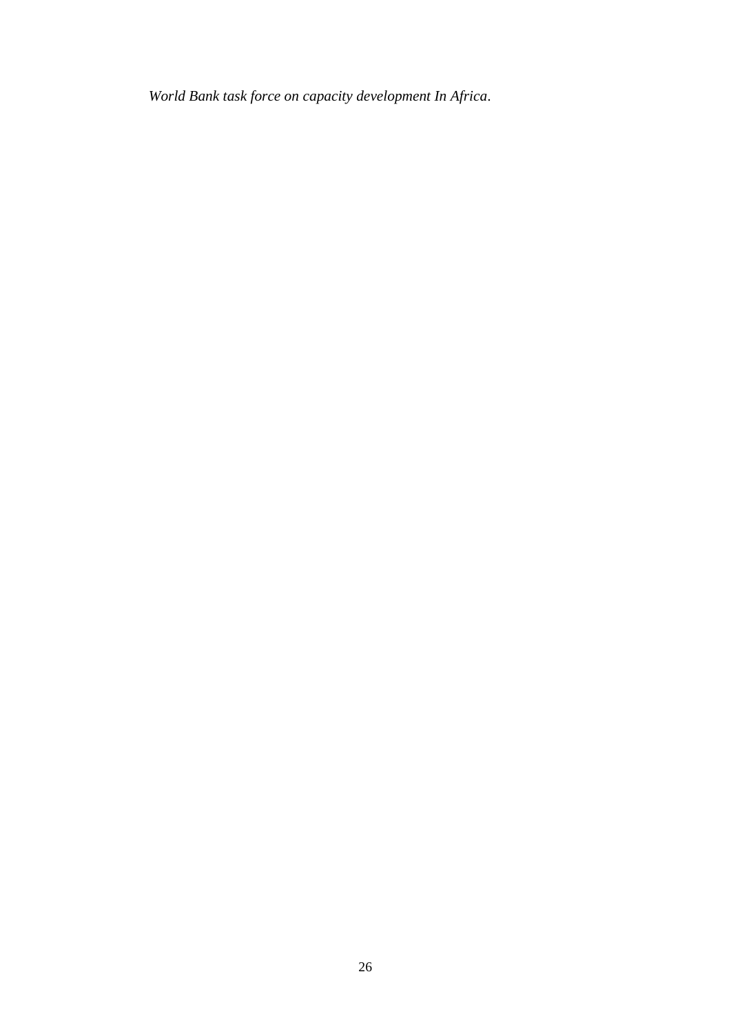*World Bank task force on capacity development In Africa*.